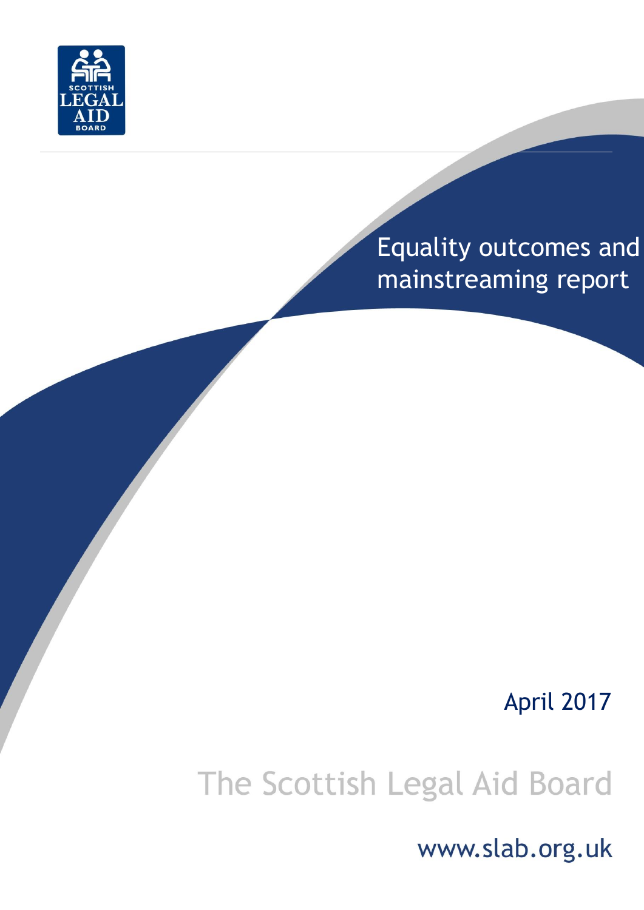SCOTTISH LEGAL AID BOARD

# Equality outcomes and mainstreaming report

April 2017

The Scottish Legal Aid Board

www.slab.org.uk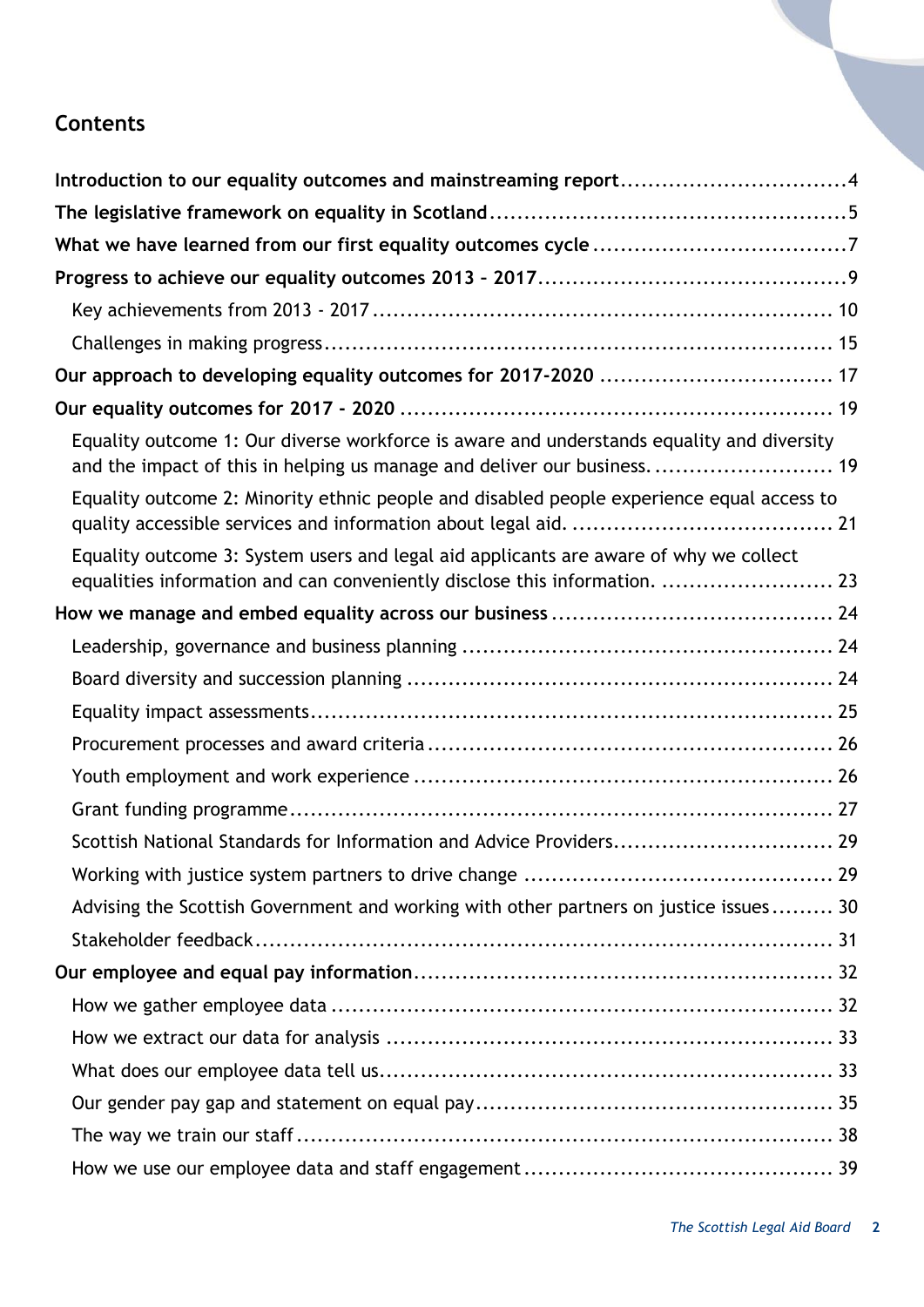## Contents

**Introduction to our equality outcomes and mainstreaming report** .......... 4
**The legislative framework on equality in Scotland** .......... 5
**What we have learned from our first equality outcomes cycle** .......... 7
**Progress to achieve our equality outcomes 2013 – 2017** .......... 9
- Key achievements from 2013 - 2017 .......... 10
- Challenges in making progress .......... 15

**Our approach to developing equality outcomes for 2017-2020** .......... 17
**Our equality outcomes for 2017 – 2020** .......... 19
- Equality outcome 1: Our diverse workforce is aware and understands equality and diversity and the impact of this in helping us manage and deliver our business. .......... 19
- Equality outcome 2: Minority ethnic people and disabled people experience equal access to quality accessible services and information about legal aid. .......... 21
- Equality outcome 3: System users and legal aid applicants are aware of why we collect equalities information and can conveniently disclose this information. .......... 23

**How we manage and embed equality across our business** .......... 24
- Leadership, governance and business planning .......... 24
- Board diversity and succession planning .......... 24
- Equality impact assessments .......... 25
- Procurement processes and award criteria .......... 26
- Youth employment and work experience .......... 26
- Grant funding programme .......... 27
- Scottish National Standards for Information and Advice Providers .......... 29
- Working with justice system partners to drive change .......... 29
- Advising the Scottish Government and working with other partners on justice issues .......... 30
- Stakeholder feedback .......... 31

**Our employee and equal pay information** .......... 32
- How we gather employee data .......... 32
- How we extract our data for analysis .......... 33
- What does our employee data tell us .......... 33
- Our gender pay gap and statement on equal pay .......... 35
- The way we train our staff .......... 38
- How we use our employee data and staff engagement .......... 39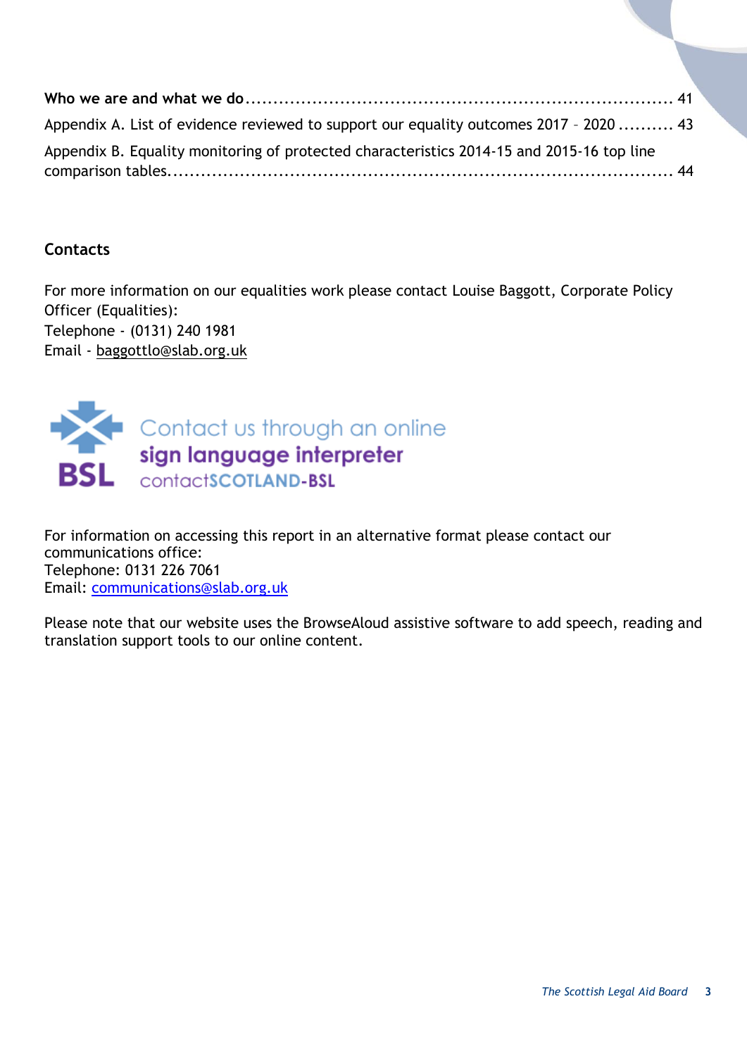**Who we are and what we do** ............................................................................ 41

Appendix A. List of evidence reviewed to support our equality outcomes 2017 – 2020 .......... 43

Appendix B. Equality monitoring of protected characteristics 2014-15 and 2015-16 top line comparison tables......................................................................................... 44

## Contacts

For more information on our equalities work please contact Louise Baggott, Corporate Policy Officer (Equalities):
Telephone - (0131) 240 1981
Email - baggottlo@slab.org.uk

Contact us through an online **sign language interpreter**
contact**SCOTLAND-BSL**

For information on accessing this report in an alternative format please contact our communications office:
Telephone: 0131 226 7061
Email: communications@slab.org.uk

Please note that our website uses the BrowseAloud assistive software to add speech, reading and translation support tools to our online content.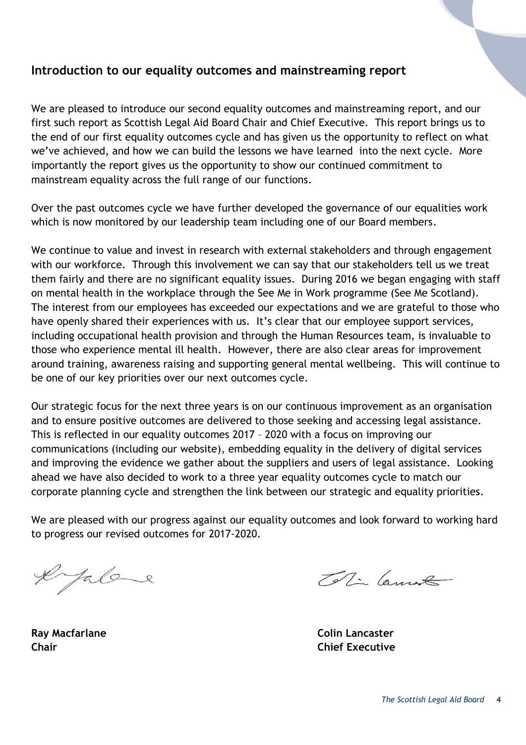## Introduction to our equality outcomes and mainstreaming report

We are pleased to introduce our second equality outcomes and mainstreaming report, and our first such report as Scottish Legal Aid Board Chair and Chief Executive. This report brings us to the end of our first equality outcomes cycle and has given us the opportunity to reflect on what we've achieved, and how we can build the lessons we have learned into the next cycle. More importantly the report gives us the opportunity to show our continued commitment to mainstream equality across the full range of our functions.

Over the past outcomes cycle we have further developed the governance of our equalities work which is now monitored by our leadership team including one of our Board members.

We continue to value and invest in research with external stakeholders and through engagement with our workforce. Through this involvement we can say that our stakeholders tell us we treat them fairly and there are no significant equality issues. During 2016 we began engaging with staff on mental health in the workplace through the See Me in Work programme (See Me Scotland). The interest from our employees has exceeded our expectations and we are grateful to those who have openly shared their experiences with us. It's clear that our employee support services, including occupational health provision and through the Human Resources team, is invaluable to those who experience mental ill health. However, there are also clear areas for improvement around training, awareness raising and supporting general mental wellbeing. This will continue to be one of our key priorities over our next outcomes cycle.

Our strategic focus for the next three years is on our continuous improvement as an organisation and to ensure positive outcomes are delivered to those seeking and accessing legal assistance. This is reflected in our equality outcomes 2017 – 2020 with a focus on improving our communications (including our website), embedding equality in the delivery of digital services and improving the evidence we gather about the suppliers and users of legal assistance. Looking ahead we have also decided to work to a three year equality outcomes cycle to match our corporate planning cycle and strengthen the link between our strategic and equality priorities.

We are pleased with our progress against our equality outcomes and look forward to working hard to progress our revised outcomes for 2017-2020.

**Ray Macfarlane**
**Chair**

**Colin Lancaster**
**Chief Executive**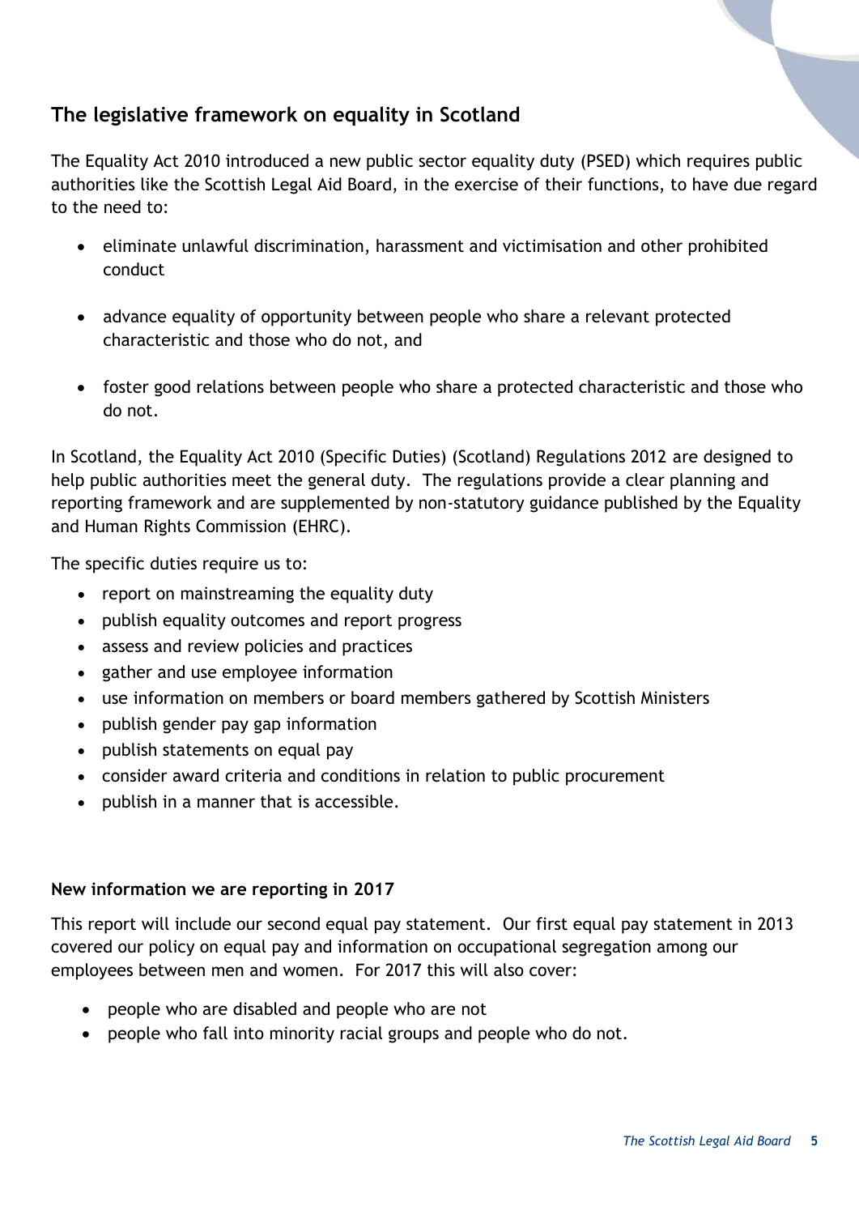## The legislative framework on equality in Scotland

The Equality Act 2010 introduced a new public sector equality duty (PSED) which requires public authorities like the Scottish Legal Aid Board, in the exercise of their functions, to have due regard to the need to:

- eliminate unlawful discrimination, harassment and victimisation and other prohibited conduct
- advance equality of opportunity between people who share a relevant protected characteristic and those who do not, and
- foster good relations between people who share a protected characteristic and those who do not.

In Scotland, the Equality Act 2010 (Specific Duties) (Scotland) Regulations 2012 are designed to help public authorities meet the general duty. The regulations provide a clear planning and reporting framework and are supplemented by non-statutory guidance published by the Equality and Human Rights Commission (EHRC).

The specific duties require us to:

- report on mainstreaming the equality duty
- publish equality outcomes and report progress
- assess and review policies and practices
- gather and use employee information
- use information on members or board members gathered by Scottish Ministers
- publish gender pay gap information
- publish statements on equal pay
- consider award criteria and conditions in relation to public procurement
- publish in a manner that is accessible.

**New information we are reporting in 2017**

This report will include our second equal pay statement. Our first equal pay statement in 2013 covered our policy on equal pay and information on occupational segregation among our employees between men and women. For 2017 this will also cover:

- people who are disabled and people who are not
- people who fall into minority racial groups and people who do not.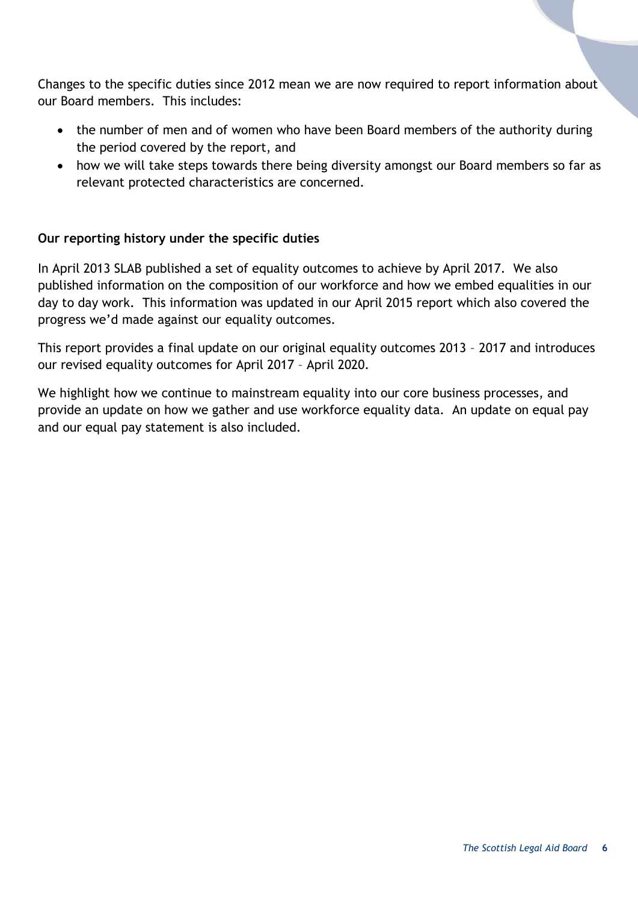Changes to the specific duties since 2012 mean we are now required to report information about our Board members. This includes:

- the number of men and of women who have been Board members of the authority during the period covered by the report, and
- how we will take steps towards there being diversity amongst our Board members so far as relevant protected characteristics are concerned.

**Our reporting history under the specific duties**

In April 2013 SLAB published a set of equality outcomes to achieve by April 2017. We also published information on the composition of our workforce and how we embed equalities in our day to day work. This information was updated in our April 2015 report which also covered the progress we'd made against our equality outcomes.

This report provides a final update on our original equality outcomes 2013 – 2017 and introduces our revised equality outcomes for April 2017 – April 2020.

We highlight how we continue to mainstream equality into our core business processes, and provide an update on how we gather and use workforce equality data. An update on equal pay and our equal pay statement is also included.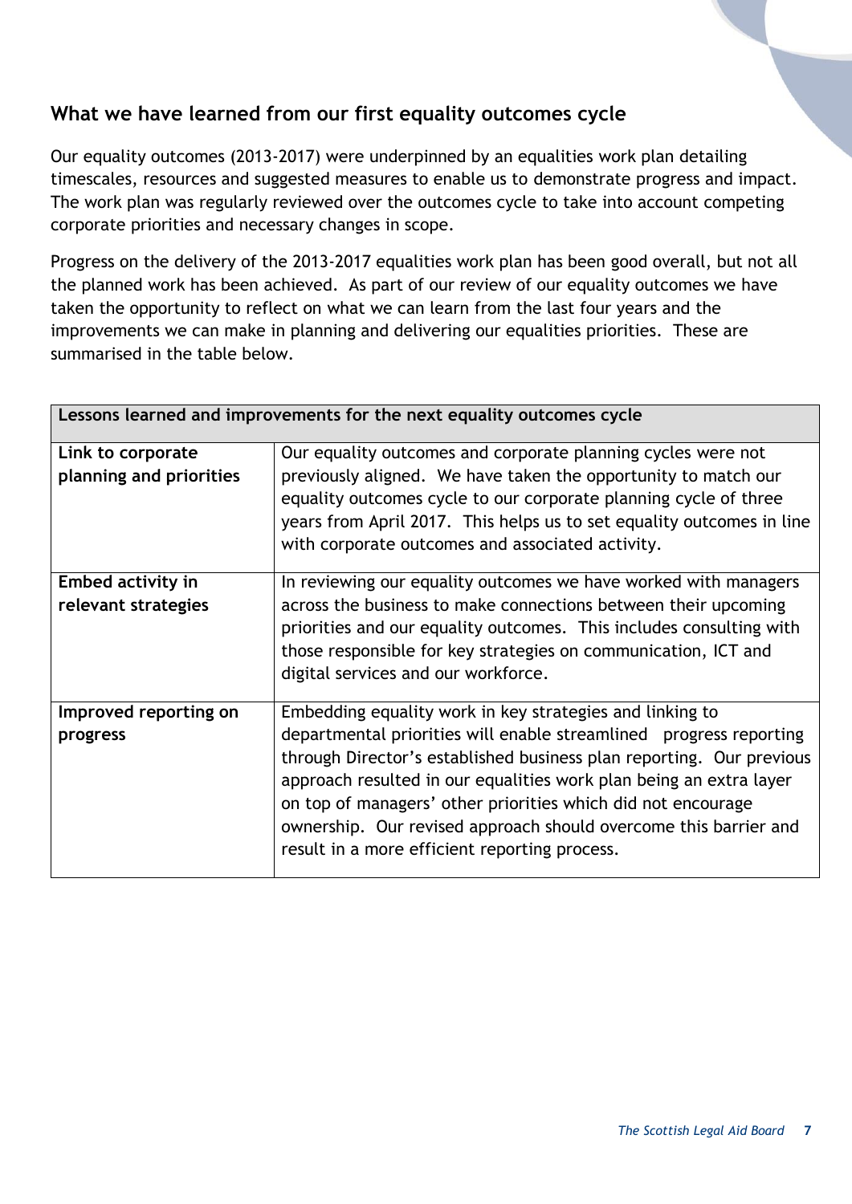## What we have learned from our first equality outcomes cycle

Our equality outcomes (2013-2017) were underpinned by an equalities work plan detailing timescales, resources and suggested measures to enable us to demonstrate progress and impact. The work plan was regularly reviewed over the outcomes cycle to take into account competing corporate priorities and necessary changes in scope.

Progress on the delivery of the 2013-2017 equalities work plan has been good overall, but not all the planned work has been achieved. As part of our review of our equality outcomes we have taken the opportunity to reflect on what we can learn from the last four years and the improvements we can make in planning and delivering our equalities priorities. These are summarised in the table below.

| Lessons learned and improvements for the next equality outcomes cycle | |
|---|---|
| **Link to corporate planning and priorities** | Our equality outcomes and corporate planning cycles were not previously aligned. We have taken the opportunity to match our equality outcomes cycle to our corporate planning cycle of three years from April 2017. This helps us to set equality outcomes in line with corporate outcomes and associated activity. |
| **Embed activity in relevant strategies** | In reviewing our equality outcomes we have worked with managers across the business to make connections between their upcoming priorities and our equality outcomes. This includes consulting with those responsible for key strategies on communication, ICT and digital services and our workforce. |
| **Improved reporting on progress** | Embedding equality work in key strategies and linking to departmental priorities will enable streamlined progress reporting through Director's established business plan reporting. Our previous approach resulted in our equalities work plan being an extra layer on top of managers' other priorities which did not encourage ownership. Our revised approach should overcome this barrier and result in a more efficient reporting process. |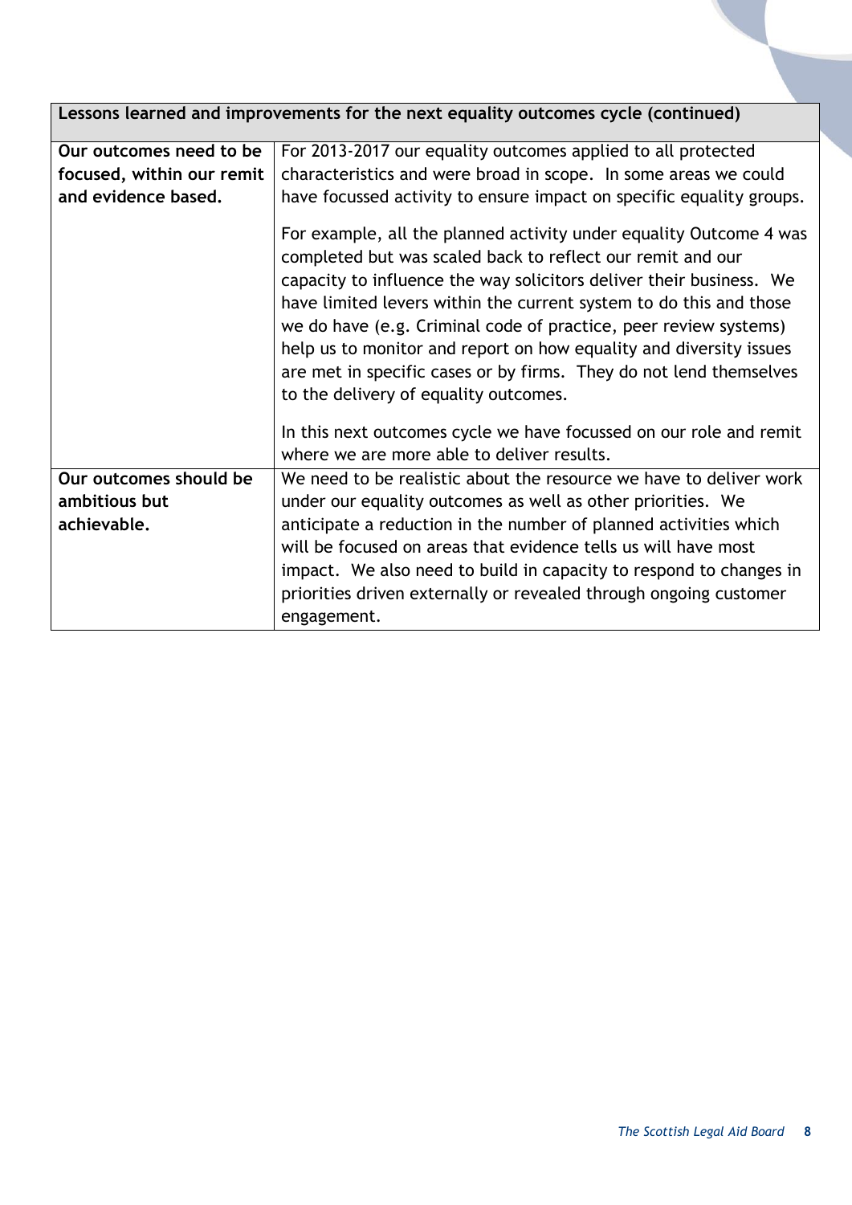| Lessons learned and improvements for the next equality outcomes cycle (continued) | |
|---|---|
| **Our outcomes need to be focused, within our remit and evidence based.** | For 2013-2017 our equality outcomes applied to all protected characteristics and were broad in scope. In some areas we could have focussed activity to ensure impact on specific equality groups.<br><br>For example, all the planned activity under equality Outcome 4 was completed but was scaled back to reflect our remit and our capacity to influence the way solicitors deliver their business. We have limited levers within the current system to do this and those we do have (e.g. Criminal code of practice, peer review systems) help us to monitor and report on how equality and diversity issues are met in specific cases or by firms. They do not lend themselves to the delivery of equality outcomes.<br><br>In this next outcomes cycle we have focussed on our role and remit where we are more able to deliver results. |
| **Our outcomes should be ambitious but achievable.** | We need to be realistic about the resource we have to deliver work under our equality outcomes as well as other priorities. We anticipate a reduction in the number of planned activities which will be focused on areas that evidence tells us will have most impact. We also need to build in capacity to respond to changes in priorities driven externally or revealed through ongoing customer engagement. |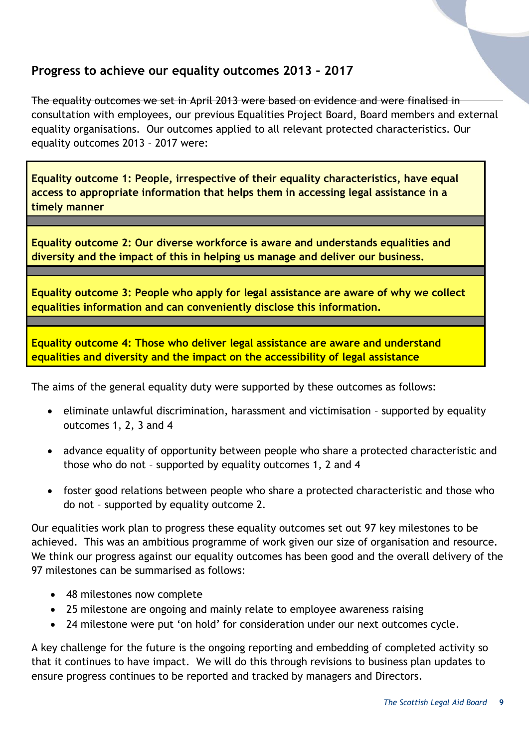## Progress to achieve our equality outcomes 2013 – 2017

The equality outcomes we set in April 2013 were based on evidence and were finalised in consultation with employees, our previous Equalities Project Board, Board members and external equality organisations. Our outcomes applied to all relevant protected characteristics. Our equality outcomes 2013 – 2017 were:

**Equality outcome 1: People, irrespective of their equality characteristics, have equal access to appropriate information that helps them in accessing legal assistance in a timely manner**

**Equality outcome 2: Our diverse workforce is aware and understands equalities and diversity and the impact of this in helping us manage and deliver our business.**

**Equality outcome 3: People who apply for legal assistance are aware of why we collect equalities information and can conveniently disclose this information.**

**Equality outcome 4: Those who deliver legal assistance are aware and understand equalities and diversity and the impact on the accessibility of legal assistance**

The aims of the general equality duty were supported by these outcomes as follows:

- eliminate unlawful discrimination, harassment and victimisation – supported by equality outcomes 1, 2, 3 and 4
- advance equality of opportunity between people who share a protected characteristic and those who do not – supported by equality outcomes 1, 2 and 4
- foster good relations between people who share a protected characteristic and those who do not – supported by equality outcome 2.

Our equalities work plan to progress these equality outcomes set out 97 key milestones to be achieved. This was an ambitious programme of work given our size of organisation and resource. We think our progress against our equality outcomes has been good and the overall delivery of the 97 milestones can be summarised as follows:

- 48 milestones now complete
- 25 milestone are ongoing and mainly relate to employee awareness raising
- 24 milestone were put 'on hold' for consideration under our next outcomes cycle.

A key challenge for the future is the ongoing reporting and embedding of completed activity so that it continues to have impact. We will do this through revisions to business plan updates to ensure progress continues to be reported and tracked by managers and Directors.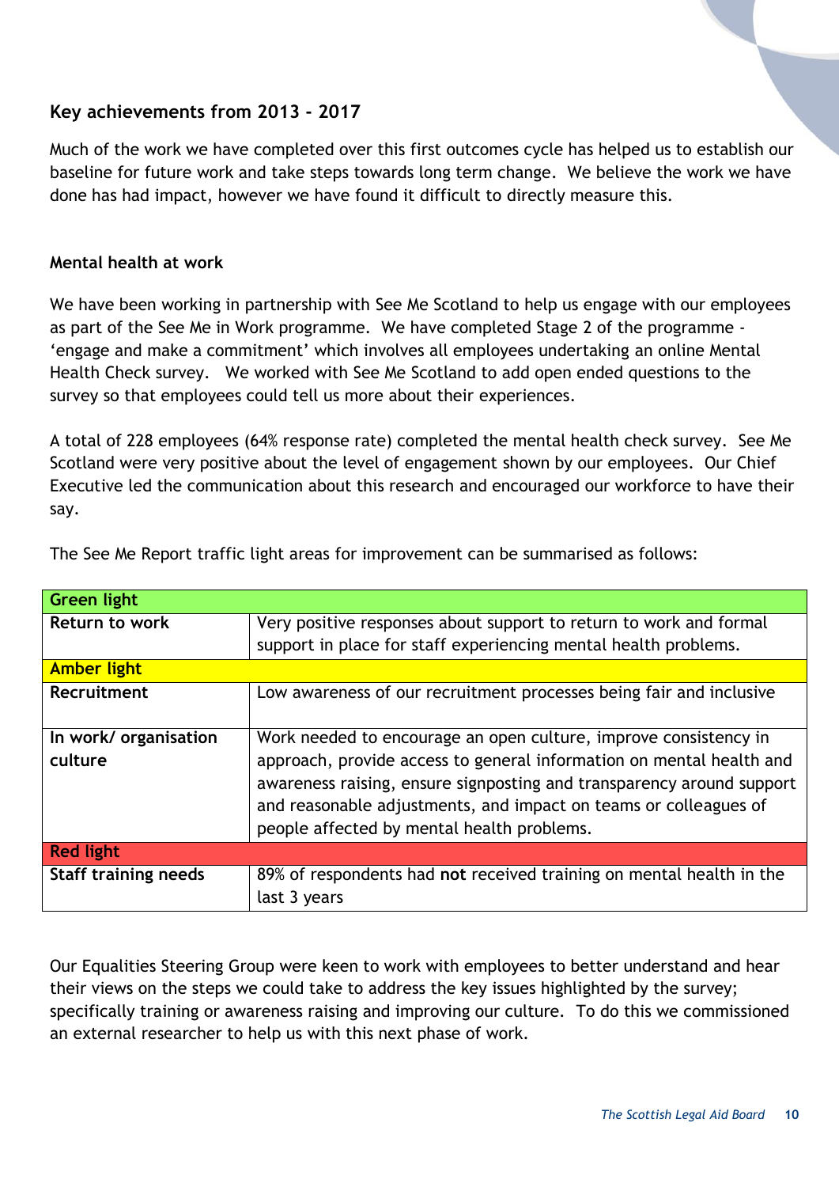## Key achievements from 2013 - 2017

Much of the work we have completed over this first outcomes cycle has helped us to establish our baseline for future work and take steps towards long term change. We believe the work we have done has had impact, however we have found it difficult to directly measure this.

### Mental health at work

We have been working in partnership with See Me Scotland to help us engage with our employees as part of the See Me in Work programme. We have completed Stage 2 of the programme - 'engage and make a commitment' which involves all employees undertaking an online Mental Health Check survey. We worked with See Me Scotland to add open ended questions to the survey so that employees could tell us more about their experiences.

A total of 228 employees (64% response rate) completed the mental health check survey. See Me Scotland were very positive about the level of engagement shown by our employees. Our Chief Executive led the communication about this research and encouraged our workforce to have their say.

The See Me Report traffic light areas for improvement can be summarised as follows:

| **Green light** | |
|---|---|
| **Return to work** | Very positive responses about support to return to work and formal support in place for staff experiencing mental health problems. |
| **Amber light** | |
| **Recruitment** | Low awareness of our recruitment processes being fair and inclusive |
| **In work/ organisation culture** | Work needed to encourage an open culture, improve consistency in approach, provide access to general information on mental health and awareness raising, ensure signposting and transparency around support and reasonable adjustments, and impact on teams or colleagues of people affected by mental health problems. |
| **Red light** | |
| **Staff training needs** | 89% of respondents had **not** received training on mental health in the last 3 years |

Our Equalities Steering Group were keen to work with employees to better understand and hear their views on the steps we could take to address the key issues highlighted by the survey; specifically training or awareness raising and improving our culture. To do this we commissioned an external researcher to help us with this next phase of work.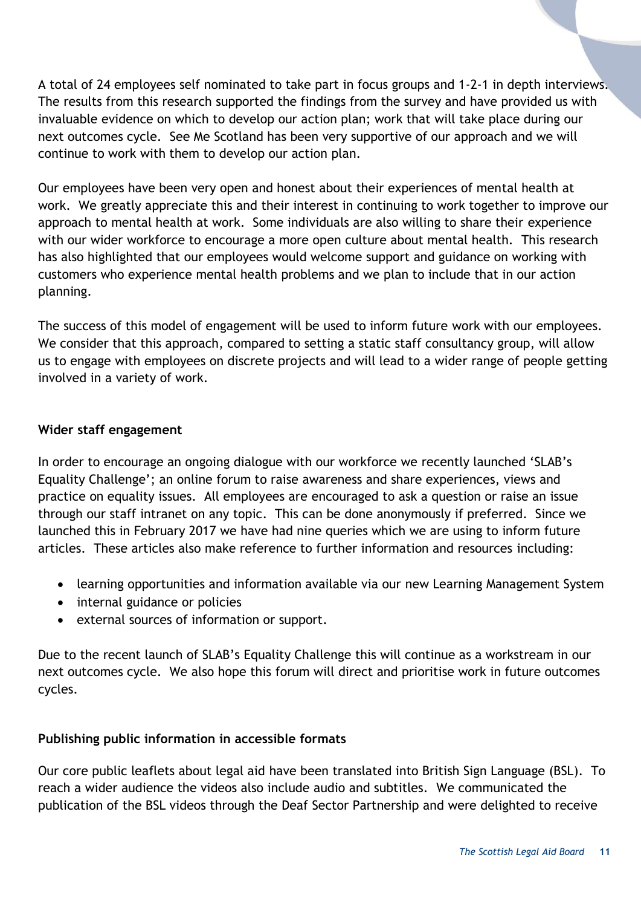A total of 24 employees self nominated to take part in focus groups and 1-2-1 in depth interviews. The results from this research supported the findings from the survey and have provided us with invaluable evidence on which to develop our action plan; work that will take place during our next outcomes cycle. See Me Scotland has been very supportive of our approach and we will continue to work with them to develop our action plan.

Our employees have been very open and honest about their experiences of mental health at work. We greatly appreciate this and their interest in continuing to work together to improve our approach to mental health at work. Some individuals are also willing to share their experience with our wider workforce to encourage a more open culture about mental health. This research has also highlighted that our employees would welcome support and guidance on working with customers who experience mental health problems and we plan to include that in our action planning.

The success of this model of engagement will be used to inform future work with our employees. We consider that this approach, compared to setting a static staff consultancy group, will allow us to engage with employees on discrete projects and will lead to a wider range of people getting involved in a variety of work.

**Wider staff engagement**

In order to encourage an ongoing dialogue with our workforce we recently launched 'SLAB's Equality Challenge'; an online forum to raise awareness and share experiences, views and practice on equality issues. All employees are encouraged to ask a question or raise an issue through our staff intranet on any topic. This can be done anonymously if preferred. Since we launched this in February 2017 we have had nine queries which we are using to inform future articles. These articles also make reference to further information and resources including:

- learning opportunities and information available via our new Learning Management System
- internal guidance or policies
- external sources of information or support.

Due to the recent launch of SLAB's Equality Challenge this will continue as a workstream in our next outcomes cycle. We also hope this forum will direct and prioritise work in future outcomes cycles.

**Publishing public information in accessible formats**

Our core public leaflets about legal aid have been translated into British Sign Language (BSL). To reach a wider audience the videos also include audio and subtitles. We communicated the publication of the BSL videos through the Deaf Sector Partnership and were delighted to receive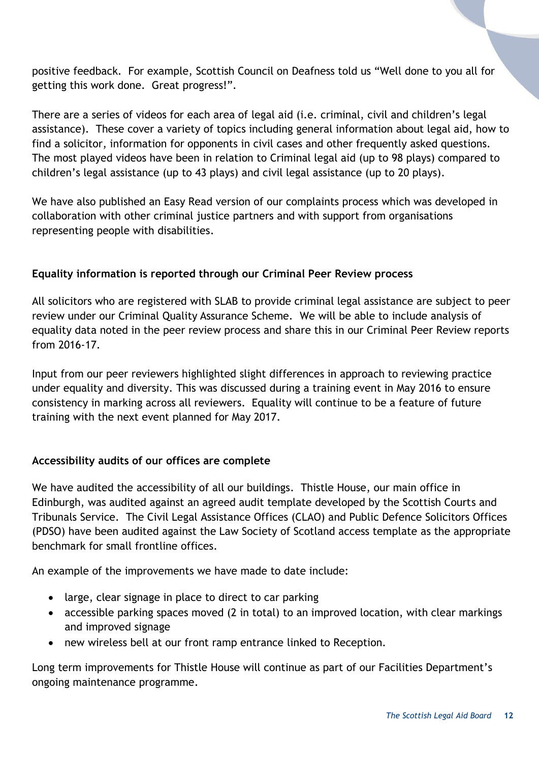positive feedback. For example, Scottish Council on Deafness told us "Well done to you all for getting this work done. Great progress!".

There are a series of videos for each area of legal aid (i.e. criminal, civil and children's legal assistance). These cover a variety of topics including general information about legal aid, how to find a solicitor, information for opponents in civil cases and other frequently asked questions. The most played videos have been in relation to Criminal legal aid (up to 98 plays) compared to children's legal assistance (up to 43 plays) and civil legal assistance (up to 20 plays).

We have also published an Easy Read version of our complaints process which was developed in collaboration with other criminal justice partners and with support from organisations representing people with disabilities.

**Equality information is reported through our Criminal Peer Review process**

All solicitors who are registered with SLAB to provide criminal legal assistance are subject to peer review under our Criminal Quality Assurance Scheme. We will be able to include analysis of equality data noted in the peer review process and share this in our Criminal Peer Review reports from 2016-17.

Input from our peer reviewers highlighted slight differences in approach to reviewing practice under equality and diversity. This was discussed during a training event in May 2016 to ensure consistency in marking across all reviewers. Equality will continue to be a feature of future training with the next event planned for May 2017.

**Accessibility audits of our offices are complete**

We have audited the accessibility of all our buildings. Thistle House, our main office in Edinburgh, was audited against an agreed audit template developed by the Scottish Courts and Tribunals Service. The Civil Legal Assistance Offices (CLAO) and Public Defence Solicitors Offices (PDSO) have been audited against the Law Society of Scotland access template as the appropriate benchmark for small frontline offices.

An example of the improvements we have made to date include:

- large, clear signage in place to direct to car parking
- accessible parking spaces moved (2 in total) to an improved location, with clear markings and improved signage
- new wireless bell at our front ramp entrance linked to Reception.

Long term improvements for Thistle House will continue as part of our Facilities Department's ongoing maintenance programme.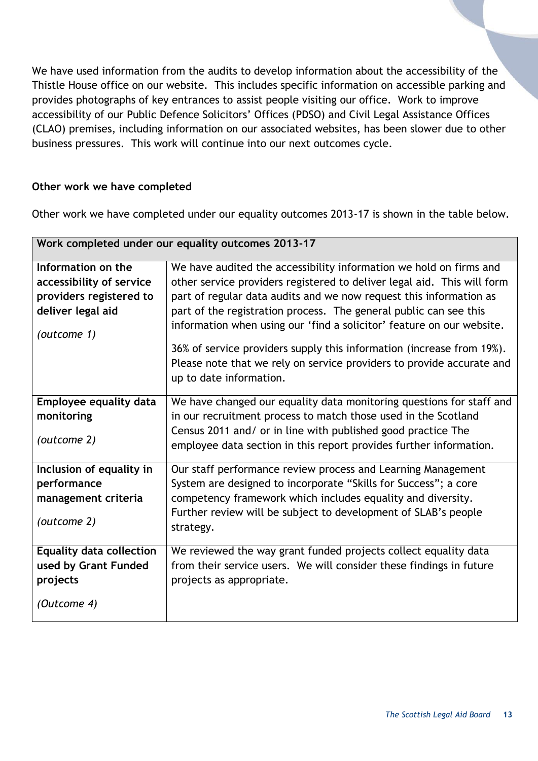We have used information from the audits to develop information about the accessibility of the Thistle House office on our website. This includes specific information on accessible parking and provides photographs of key entrances to assist people visiting our office. Work to improve accessibility of our Public Defence Solicitors' Offices (PDSO) and Civil Legal Assistance Offices (CLAO) premises, including information on our associated websites, has been slower due to other business pressures. This work will continue into our next outcomes cycle.

**Other work we have completed**

Other work we have completed under our equality outcomes 2013-17 is shown in the table below.

| **Work completed under our equality outcomes 2013-17** | |
|---|---|
| **Information on the accessibility of service providers registered to deliver legal aid**<br><br>*(outcome 1)* | We have audited the accessibility information we hold on firms and other service providers registered to deliver legal aid. This will form part of regular data audits and we now request this information as part of the registration process. The general public can see this information when using our 'find a solicitor' feature on our website.<br><br>36% of service providers supply this information (increase from 19%). Please note that we rely on service providers to provide accurate and up to date information. |
| **Employee equality data monitoring**<br><br>*(outcome 2)* | We have changed our equality data monitoring questions for staff and in our recruitment process to match those used in the Scotland Census 2011 and/ or in line with published good practice The employee data section in this report provides further information. |
| **Inclusion of equality in performance management criteria**<br><br>*(outcome 2)* | Our staff performance review process and Learning Management System are designed to incorporate "Skills for Success"; a core competency framework which includes equality and diversity. Further review will be subject to development of SLAB's people strategy. |
| **Equality data collection used by Grant Funded projects**<br><br>*(Outcome 4)* | We reviewed the way grant funded projects collect equality data from their service users. We will consider these findings in future projects as appropriate. |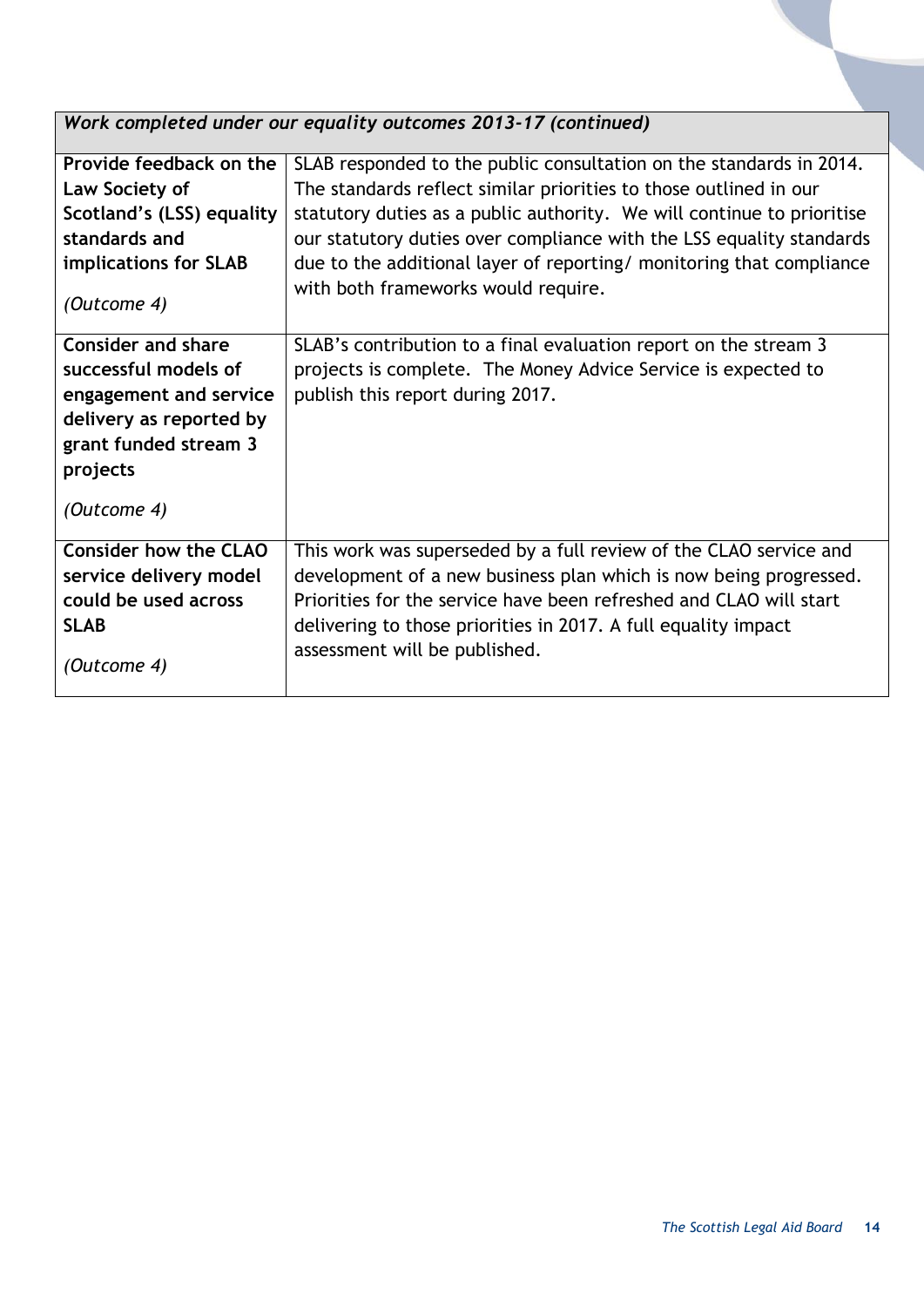| *Work completed under our equality outcomes 2013-17 (continued)* | |
|---|---|
| **Provide feedback on the Law Society of Scotland's (LSS) equality standards and implications for SLAB** *(Outcome 4)* | SLAB responded to the public consultation on the standards in 2014. The standards reflect similar priorities to those outlined in our statutory duties as a public authority. We will continue to prioritise our statutory duties over compliance with the LSS equality standards due to the additional layer of reporting/ monitoring that compliance with both frameworks would require. |
| **Consider and share successful models of engagement and service delivery as reported by grant funded stream 3 projects** *(Outcome 4)* | SLAB's contribution to a final evaluation report on the stream 3 projects is complete. The Money Advice Service is expected to publish this report during 2017. |
| **Consider how the CLAO service delivery model could be used across SLAB** *(Outcome 4)* | This work was superseded by a full review of the CLAO service and development of a new business plan which is now being progressed. Priorities for the service have been refreshed and CLAO will start delivering to those priorities in 2017. A full equality impact assessment will be published. |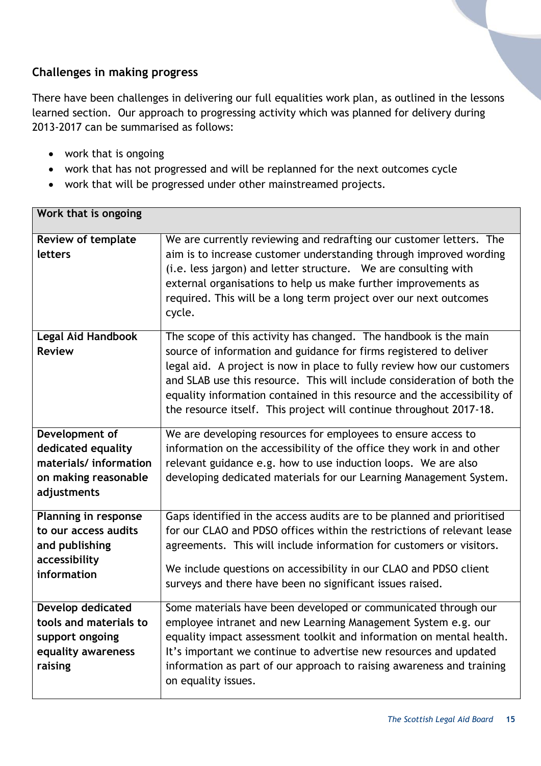## Challenges in making progress

There have been challenges in delivering our full equalities work plan, as outlined in the lessons learned section. Our approach to progressing activity which was planned for delivery during 2013-2017 can be summarised as follows:

- work that is ongoing
- work that has not progressed and will be replanned for the next outcomes cycle
- work that will be progressed under other mainstreamed projects.

| **Work that is ongoing** | |
|---|---|
| **Review of template letters** | We are currently reviewing and redrafting our customer letters. The aim is to increase customer understanding through improved wording (i.e. less jargon) and letter structure. We are consulting with external organisations to help us make further improvements as required. This will be a long term project over our next outcomes cycle. |
| **Legal Aid Handbook Review** | The scope of this activity has changed. The handbook is the main source of information and guidance for firms registered to deliver legal aid. A project is now in place to fully review how our customers and SLAB use this resource. This will include consideration of both the equality information contained in this resource and the accessibility of the resource itself. This project will continue throughout 2017-18. |
| **Development of dedicated equality materials/ information on making reasonable adjustments** | We are developing resources for employees to ensure access to information on the accessibility of the office they work in and other relevant guidance e.g. how to use induction loops. We are also developing dedicated materials for our Learning Management System. |
| **Planning in response to our access audits and publishing accessibility information** | Gaps identified in the access audits are to be planned and prioritised for our CLAO and PDSO offices within the restrictions of relevant lease agreements. This will include information for customers or visitors.<br><br>We include questions on accessibility in our CLAO and PDSO client surveys and there have been no significant issues raised. |
| **Develop dedicated tools and materials to support ongoing equality awareness raising** | Some materials have been developed or communicated through our employee intranet and new Learning Management System e.g. our equality impact assessment toolkit and information on mental health. It's important we continue to advertise new resources and updated information as part of our approach to raising awareness and training on equality issues. |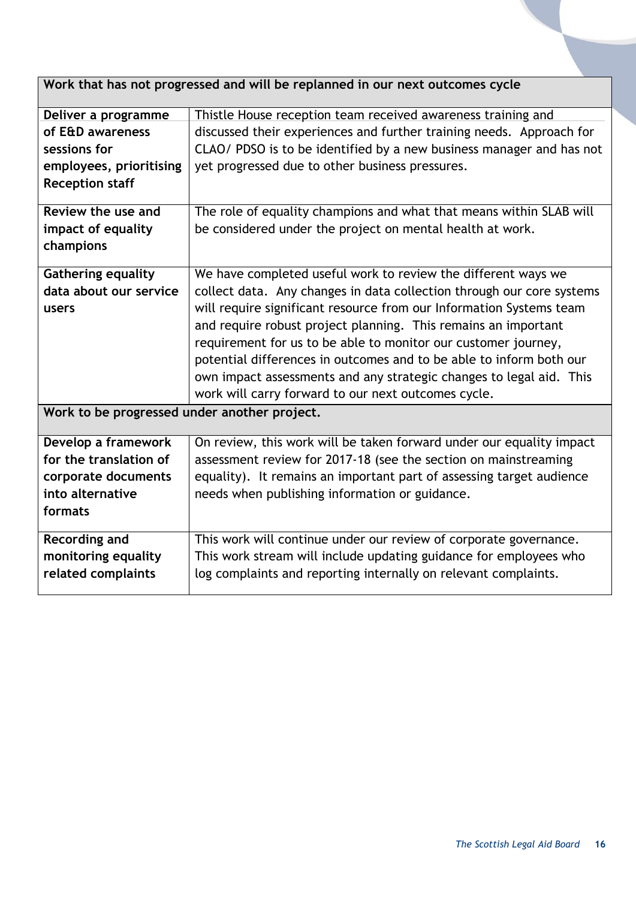| Work that has not progressed and will be replanned in our next outcomes cycle | |
|---|---|
| **Deliver a programme of E&D awareness sessions for employees, prioritising Reception staff** | Thistle House reception team received awareness training and discussed their experiences and further training needs. Approach for CLAO/ PDSO is to be identified by a new business manager and has not yet progressed due to other business pressures. |
| **Review the use and impact of equality champions** | The role of equality champions and what that means within SLAB will be considered under the project on mental health at work. |
| **Gathering equality data about our service users** | We have completed useful work to review the different ways we collect data. Any changes in data collection through our core systems will require significant resource from our Information Systems team and require robust project planning. This remains an important requirement for us to be able to monitor our customer journey, potential differences in outcomes and to be able to inform both our own impact assessments and any strategic changes to legal aid. This work will carry forward to our next outcomes cycle. |
| **Work to be progressed under another project.** | |
| **Develop a framework for the translation of corporate documents into alternative formats** | On review, this work will be taken forward under our equality impact assessment review for 2017-18 (see the section on mainstreaming equality). It remains an important part of assessing target audience needs when publishing information or guidance. |
| **Recording and monitoring equality related complaints** | This work will continue under our review of corporate governance. This work stream will include updating guidance for employees who log complaints and reporting internally on relevant complaints. |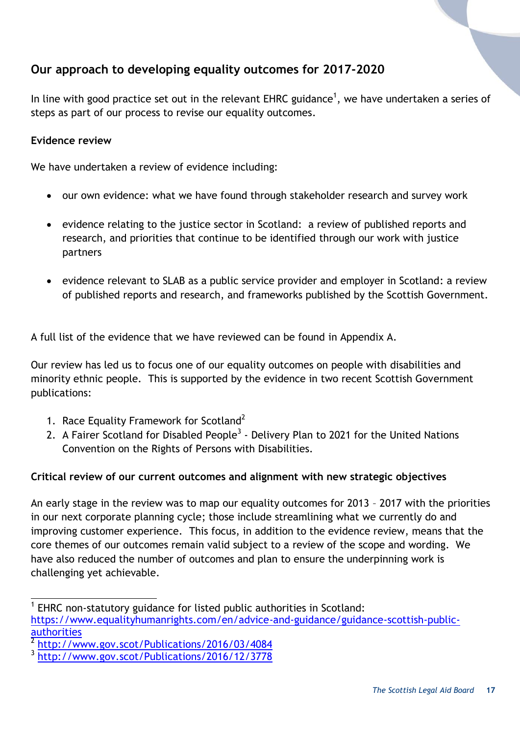## Our approach to developing equality outcomes for 2017-2020

In line with good practice set out in the relevant EHRC guidance[1], we have undertaken a series of steps as part of our process to revise our equality outcomes.

### Evidence review

We have undertaken a review of evidence including:

- our own evidence: what we have found through stakeholder research and survey work
- evidence relating to the justice sector in Scotland: a review of published reports and research, and priorities that continue to be identified through our work with justice partners
- evidence relevant to SLAB as a public service provider and employer in Scotland: a review of published reports and research, and frameworks published by the Scottish Government.

A full list of the evidence that we have reviewed can be found in Appendix A.

Our review has led us to focus one of our equality outcomes on people with disabilities and minority ethnic people. This is supported by the evidence in two recent Scottish Government publications:

1. Race Equality Framework for Scotland[2]
2. A Fairer Scotland for Disabled People[3] - Delivery Plan to 2021 for the United Nations Convention on the Rights of Persons with Disabilities.

### Critical review of our current outcomes and alignment with new strategic objectives

An early stage in the review was to map our equality outcomes for 2013 – 2017 with the priorities in our next corporate planning cycle; those include streamlining what we currently do and improving customer experience. This focus, in addition to the evidence review, means that the core themes of our outcomes remain valid subject to a review of the scope and wording. We have also reduced the number of outcomes and plan to ensure the underpinning work is challenging yet achievable.

---

[1] EHRC non-statutory guidance for listed public authorities in Scotland: https://www.equalityhumanrights.com/en/advice-and-guidance/guidance-scottish-public-authorities

[2] http://www.gov.scot/Publications/2016/03/4084

[3] http://www.gov.scot/Publications/2016/12/3778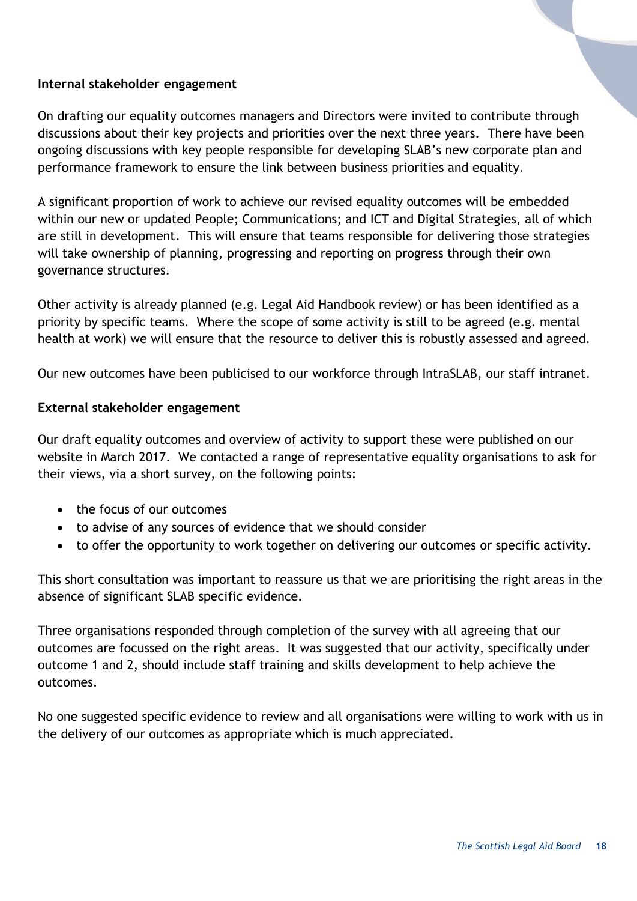**Internal stakeholder engagement**

On drafting our equality outcomes managers and Directors were invited to contribute through discussions about their key projects and priorities over the next three years. There have been ongoing discussions with key people responsible for developing SLAB's new corporate plan and performance framework to ensure the link between business priorities and equality.

A significant proportion of work to achieve our revised equality outcomes will be embedded within our new or updated People; Communications; and ICT and Digital Strategies, all of which are still in development. This will ensure that teams responsible for delivering those strategies will take ownership of planning, progressing and reporting on progress through their own governance structures.

Other activity is already planned (e.g. Legal Aid Handbook review) or has been identified as a priority by specific teams. Where the scope of some activity is still to be agreed (e.g. mental health at work) we will ensure that the resource to deliver this is robustly assessed and agreed.

Our new outcomes have been publicised to our workforce through IntraSLAB, our staff intranet.

**External stakeholder engagement**

Our draft equality outcomes and overview of activity to support these were published on our website in March 2017. We contacted a range of representative equality organisations to ask for their views, via a short survey, on the following points:

- the focus of our outcomes
- to advise of any sources of evidence that we should consider
- to offer the opportunity to work together on delivering our outcomes or specific activity.

This short consultation was important to reassure us that we are prioritising the right areas in the absence of significant SLAB specific evidence.

Three organisations responded through completion of the survey with all agreeing that our outcomes are focussed on the right areas. It was suggested that our activity, specifically under outcome 1 and 2, should include staff training and skills development to help achieve the outcomes.

No one suggested specific evidence to review and all organisations were willing to work with us in the delivery of our outcomes as appropriate which is much appreciated.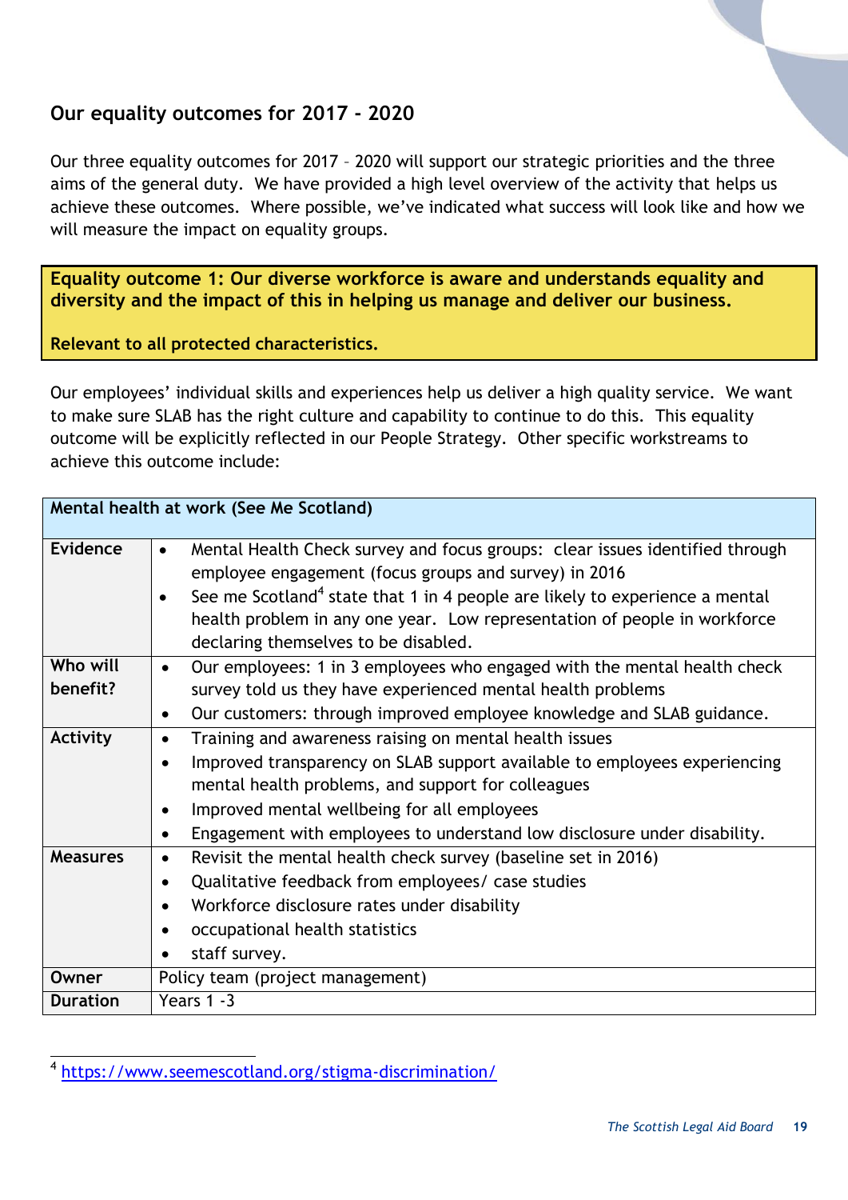## Our equality outcomes for 2017 - 2020

Our three equality outcomes for 2017 – 2020 will support our strategic priorities and the three aims of the general duty. We have provided a high level overview of the activity that helps us achieve these outcomes. Where possible, we've indicated what success will look like and how we will measure the impact on equality groups.

**Equality outcome 1: Our diverse workforce is aware and understands equality and diversity and the impact of this in helping us manage and deliver our business.**

**Relevant to all protected characteristics.**

Our employees' individual skills and experiences help us deliver a high quality service. We want to make sure SLAB has the right culture and capability to continue to do this. This equality outcome will be explicitly reflected in our People Strategy. Other specific workstreams to achieve this outcome include:

| **Mental health at work (See Me Scotland)** | |
|---|---|
| **Evidence** | • Mental Health Check survey and focus groups: clear issues identified through employee engagement (focus groups and survey) in 2016<br>• See me Scotland[4] state that 1 in 4 people are likely to experience a mental health problem in any one year. Low representation of people in workforce declaring themselves to be disabled. |
| **Who will benefit?** | • Our employees: 1 in 3 employees who engaged with the mental health check survey told us they have experienced mental health problems<br>• Our customers: through improved employee knowledge and SLAB guidance. |
| **Activity** | • Training and awareness raising on mental health issues<br>• Improved transparency on SLAB support available to employees experiencing mental health problems, and support for colleagues<br>• Improved mental wellbeing for all employees<br>• Engagement with employees to understand low disclosure under disability. |
| **Measures** | • Revisit the mental health check survey (baseline set in 2016)<br>• Qualitative feedback from employees/ case studies<br>• Workforce disclosure rates under disability<br>• occupational health statistics<br>• staff survey. |
| **Owner** | Policy team (project management) |
| **Duration** | Years 1 -3 |

[4] https://www.seemescotland.org/stigma-discrimination/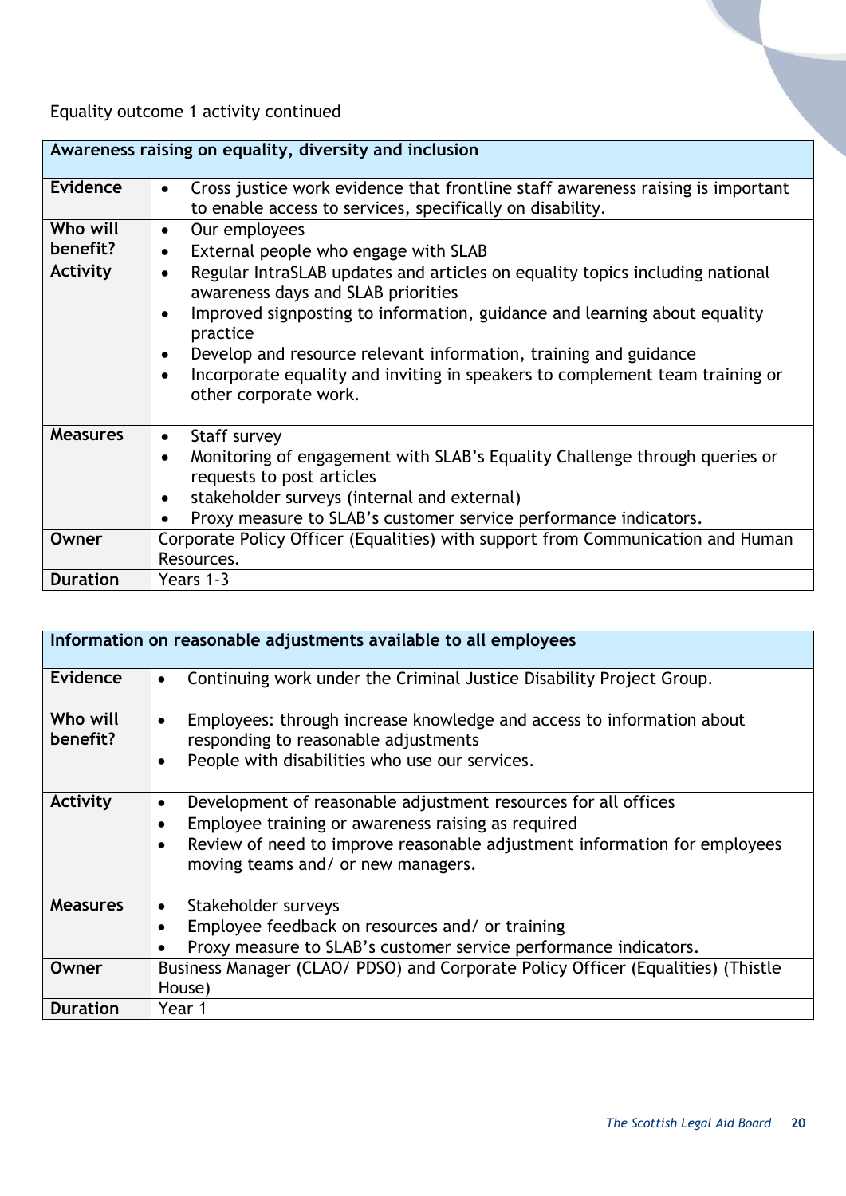Equality outcome 1 activity continued

| Awareness raising on equality, diversity and inclusion | |
|---|---|
| **Evidence** | • Cross justice work evidence that frontline staff awareness raising is important to enable access to services, specifically on disability. |
| **Who will benefit?** | • Our employees<br>• External people who engage with SLAB |
| **Activity** | • Regular IntraSLAB updates and articles on equality topics including national awareness days and SLAB priorities<br>• Improved signposting to information, guidance and learning about equality practice<br>• Develop and resource relevant information, training and guidance<br>• Incorporate equality and inviting in speakers to complement team training or other corporate work. |
| **Measures** | • Staff survey<br>• Monitoring of engagement with SLAB's Equality Challenge through queries or requests to post articles<br>• stakeholder surveys (internal and external)<br>• Proxy measure to SLAB's customer service performance indicators. |
| **Owner** | Corporate Policy Officer (Equalities) with support from Communication and Human Resources. |
| **Duration** | Years 1-3 |

| Information on reasonable adjustments available to all employees | |
|---|---|
| **Evidence** | • Continuing work under the Criminal Justice Disability Project Group. |
| **Who will benefit?** | • Employees: through increase knowledge and access to information about responding to reasonable adjustments<br>• People with disabilities who use our services. |
| **Activity** | • Development of reasonable adjustment resources for all offices<br>• Employee training or awareness raising as required<br>• Review of need to improve reasonable adjustment information for employees moving teams and/ or new managers. |
| **Measures** | • Stakeholder surveys<br>• Employee feedback on resources and/ or training<br>• Proxy measure to SLAB's customer service performance indicators. |
| **Owner** | Business Manager (CLAO/ PDSO) and Corporate Policy Officer (Equalities) (Thistle House) |
| **Duration** | Year 1 |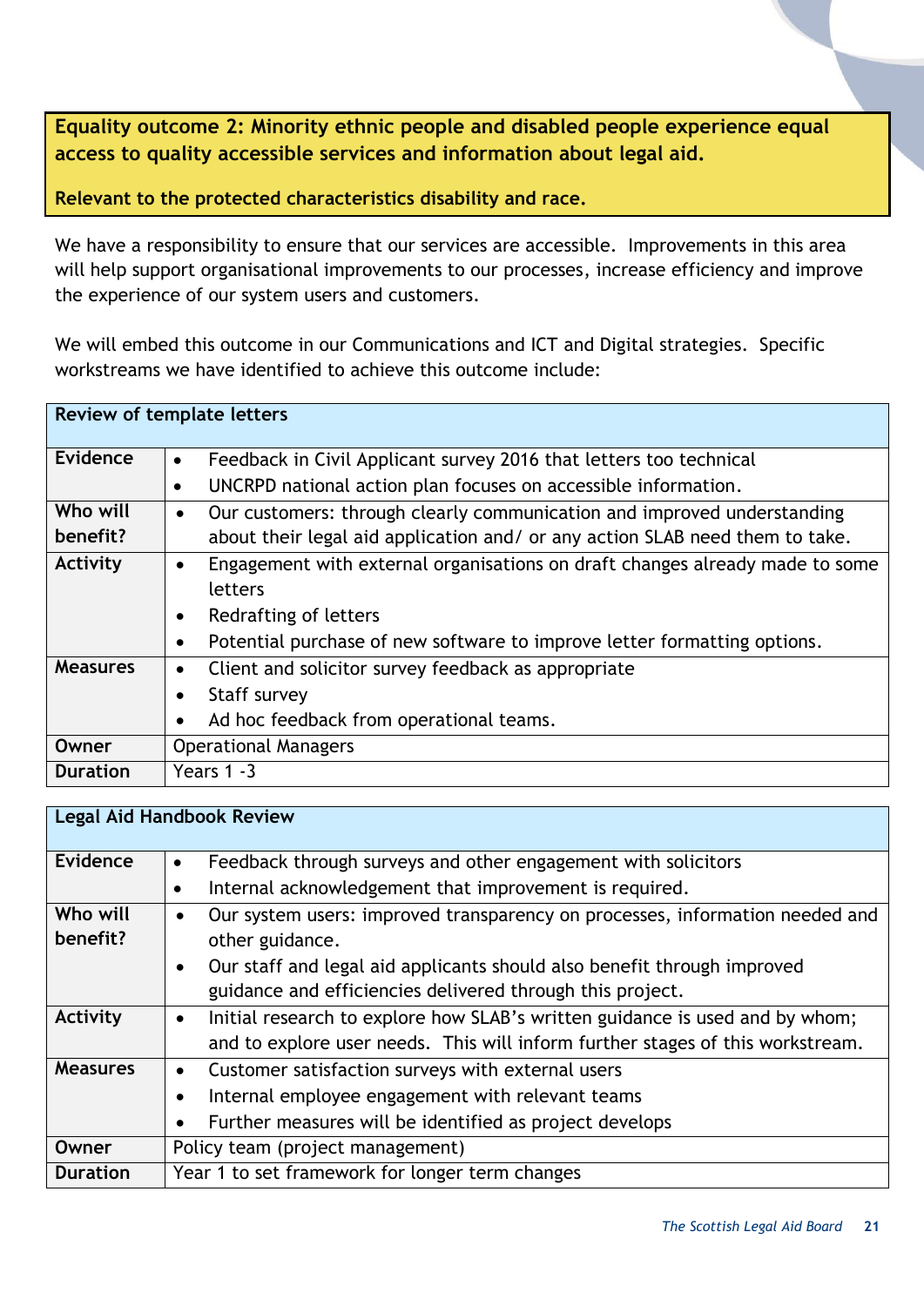**Equality outcome 2: Minority ethnic people and disabled people experience equal access to quality accessible services and information about legal aid.**

**Relevant to the protected characteristics disability and race.**

We have a responsibility to ensure that our services are accessible. Improvements in this area will help support organisational improvements to our processes, increase efficiency and improve the experience of our system users and customers.

We will embed this outcome in our Communications and ICT and Digital strategies. Specific workstreams we have identified to achieve this outcome include:

| **Review of template letters** | |
|---|---|
| **Evidence** | • Feedback in Civil Applicant survey 2016 that letters too technical<br>• UNCRPD national action plan focuses on accessible information. |
| **Who will benefit?** | • Our customers: through clearly communication and improved understanding about their legal aid application and/ or any action SLAB need them to take. |
| **Activity** | • Engagement with external organisations on draft changes already made to some letters<br>• Redrafting of letters<br>• Potential purchase of new software to improve letter formatting options. |
| **Measures** | • Client and solicitor survey feedback as appropriate<br>• Staff survey<br>• Ad hoc feedback from operational teams. |
| **Owner** | Operational Managers |
| **Duration** | Years 1 -3 |

| **Legal Aid Handbook Review** | |
|---|---|
| **Evidence** | • Feedback through surveys and other engagement with solicitors<br>• Internal acknowledgement that improvement is required. |
| **Who will benefit?** | • Our system users: improved transparency on processes, information needed and other guidance.<br>• Our staff and legal aid applicants should also benefit through improved guidance and efficiencies delivered through this project. |
| **Activity** | • Initial research to explore how SLAB's written guidance is used and by whom; and to explore user needs. This will inform further stages of this workstream. |
| **Measures** | • Customer satisfaction surveys with external users<br>• Internal employee engagement with relevant teams<br>• Further measures will be identified as project develops |
| **Owner** | Policy team (project management) |
| **Duration** | Year 1 to set framework for longer term changes |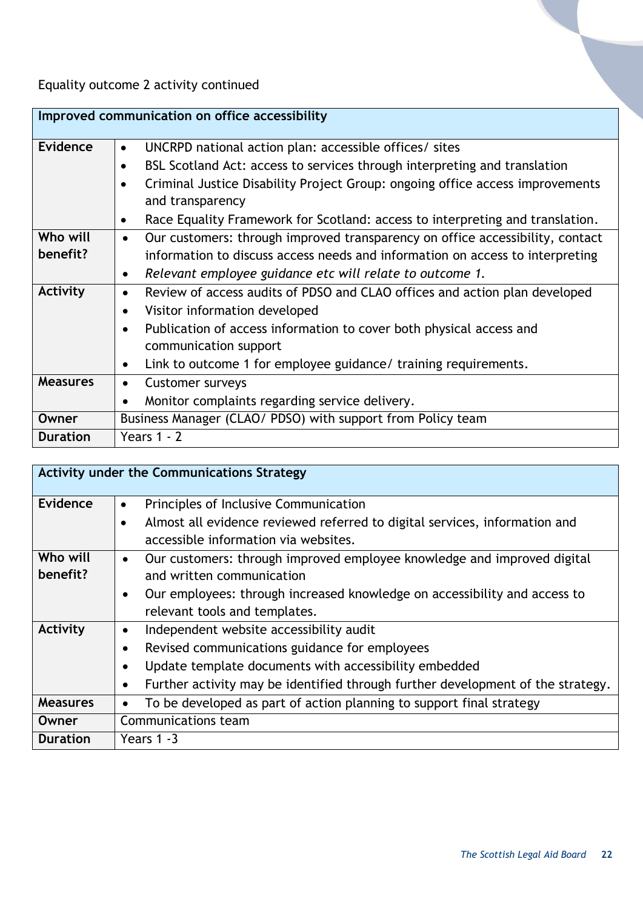Equality outcome 2 activity continued

| Improved communication on office accessibility | |
|---|---|
| **Evidence** | • UNCRPD national action plan: accessible offices/ sites<br>• BSL Scotland Act: access to services through interpreting and translation<br>• Criminal Justice Disability Project Group: ongoing office access improvements and transparency<br>• Race Equality Framework for Scotland: access to interpreting and translation. |
| **Who will benefit?** | • Our customers: through improved transparency on office accessibility, contact information to discuss access needs and information on access to interpreting<br>• *Relevant employee guidance etc will relate to outcome 1.* |
| **Activity** | • Review of access audits of PDSO and CLAO offices and action plan developed<br>• Visitor information developed<br>• Publication of access information to cover both physical access and communication support<br>• Link to outcome 1 for employee guidance/ training requirements. |
| **Measures** | • Customer surveys<br>• Monitor complaints regarding service delivery. |
| **Owner** | Business Manager (CLAO/ PDSO) with support from Policy team |
| **Duration** | Years 1 - 2 |

| Activity under the Communications Strategy | |
|---|---|
| **Evidence** | • Principles of Inclusive Communication<br>• Almost all evidence reviewed referred to digital services, information and accessible information via websites. |
| **Who will benefit?** | • Our customers: through improved employee knowledge and improved digital and written communication<br>• Our employees: through increased knowledge on accessibility and access to relevant tools and templates. |
| **Activity** | • Independent website accessibility audit<br>• Revised communications guidance for employees<br>• Update template documents with accessibility embedded<br>• Further activity may be identified through further development of the strategy. |
| **Measures** | • To be developed as part of action planning to support final strategy |
| **Owner** | Communications team |
| **Duration** | Years 1 -3 |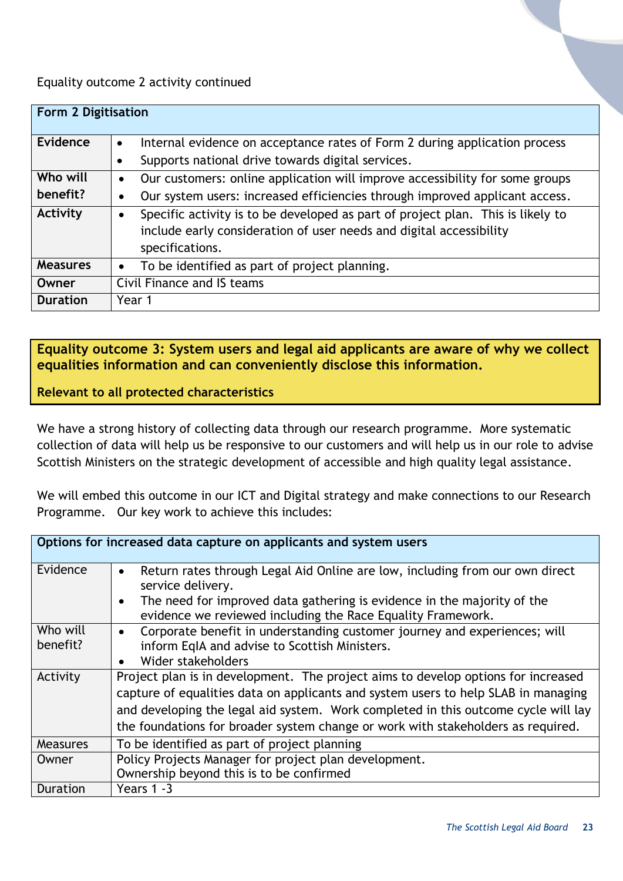Equality outcome 2 activity continued

| Form 2 Digitisation | |
|---|---|
| **Evidence** | • Internal evidence on acceptance rates of Form 2 during application process<br>• Supports national drive towards digital services. |
| **Who will benefit?** | • Our customers: online application will improve accessibility for some groups<br>• Our system users: increased efficiencies through improved applicant access. |
| **Activity** | • Specific activity is to be developed as part of project plan. This is likely to include early consideration of user needs and digital accessibility specifications. |
| **Measures** | • To be identified as part of project planning. |
| **Owner** | Civil Finance and IS teams |
| **Duration** | Year 1 |

**Equality outcome 3: System users and legal aid applicants are aware of why we collect equalities information and can conveniently disclose this information.**

**Relevant to all protected characteristics**

We have a strong history of collecting data through our research programme. More systematic collection of data will help us be responsive to our customers and will help us in our role to advise Scottish Ministers on the strategic development of accessible and high quality legal assistance.

We will embed this outcome in our ICT and Digital strategy and make connections to our Research Programme. Our key work to achieve this includes:

| Options for increased data capture on applicants and system users | |
|---|---|
| Evidence | • Return rates through Legal Aid Online are low, including from our own direct service delivery.<br>• The need for improved data gathering is evidence in the majority of the evidence we reviewed including the Race Equality Framework. |
| Who will benefit? | • Corporate benefit in understanding customer journey and experiences; will inform EqIA and advise to Scottish Ministers.<br>• Wider stakeholders |
| Activity | Project plan is in development. The project aims to develop options for increased capture of equalities data on applicants and system users to help SLAB in managing and developing the legal aid system. Work completed in this outcome cycle will lay the foundations for broader system change or work with stakeholders as required. |
| Measures | To be identified as part of project planning |
| Owner | Policy Projects Manager for project plan development.<br>Ownership beyond this is to be confirmed |
| Duration | Years 1 -3 |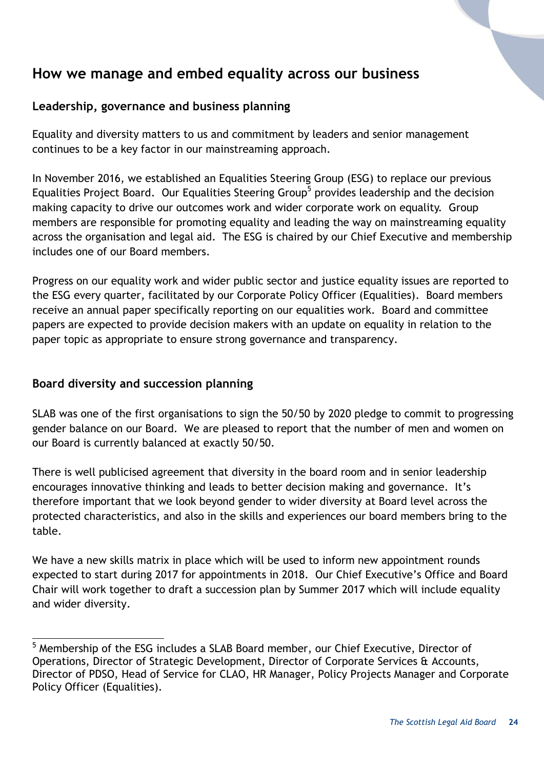## How we manage and embed equality across our business

### Leadership, governance and business planning

Equality and diversity matters to us and commitment by leaders and senior management continues to be a key factor in our mainstreaming approach.

In November 2016, we established an Equalities Steering Group (ESG) to replace our previous Equalities Project Board. Our Equalities Steering Group[5] provides leadership and the decision making capacity to drive our outcomes work and wider corporate work on equality. Group members are responsible for promoting equality and leading the way on mainstreaming equality across the organisation and legal aid. The ESG is chaired by our Chief Executive and membership includes one of our Board members.

Progress on our equality work and wider public sector and justice equality issues are reported to the ESG every quarter, facilitated by our Corporate Policy Officer (Equalities). Board members receive an annual paper specifically reporting on our equalities work. Board and committee papers are expected to provide decision makers with an update on equality in relation to the paper topic as appropriate to ensure strong governance and transparency.

### Board diversity and succession planning

SLAB was one of the first organisations to sign the 50/50 by 2020 pledge to commit to progressing gender balance on our Board. We are pleased to report that the number of men and women on our Board is currently balanced at exactly 50/50.

There is well publicised agreement that diversity in the board room and in senior leadership encourages innovative thinking and leads to better decision making and governance. It's therefore important that we look beyond gender to wider diversity at Board level across the protected characteristics, and also in the skills and experiences our board members bring to the table.

We have a new skills matrix in place which will be used to inform new appointment rounds expected to start during 2017 for appointments in 2018. Our Chief Executive's Office and Board Chair will work together to draft a succession plan by Summer 2017 which will include equality and wider diversity.

---

[5] Membership of the ESG includes a SLAB Board member, our Chief Executive, Director of Operations, Director of Strategic Development, Director of Corporate Services & Accounts, Director of PDSO, Head of Service for CLAO, HR Manager, Policy Projects Manager and Corporate Policy Officer (Equalities).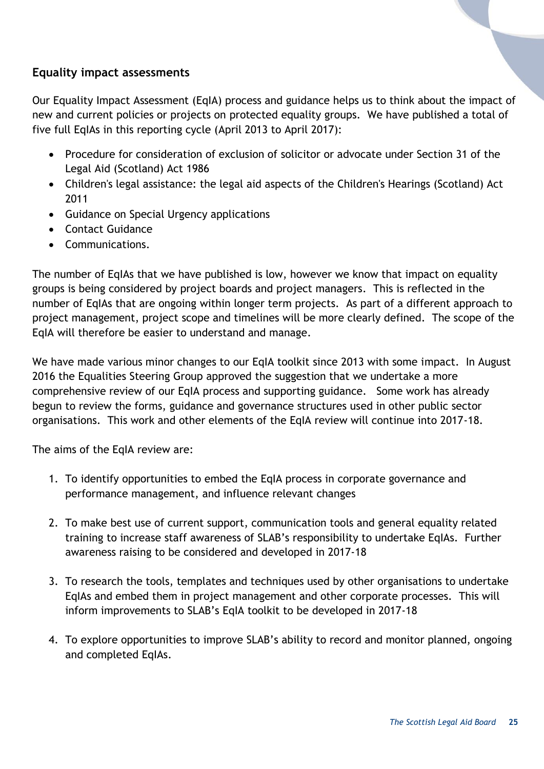## Equality impact assessments

Our Equality Impact Assessment (EqIA) process and guidance helps us to think about the impact of new and current policies or projects on protected equality groups. We have published a total of five full EqIAs in this reporting cycle (April 2013 to April 2017):

- Procedure for consideration of exclusion of solicitor or advocate under Section 31 of the Legal Aid (Scotland) Act 1986
- Children's legal assistance: the legal aid aspects of the Children's Hearings (Scotland) Act 2011
- Guidance on Special Urgency applications
- Contact Guidance
- Communications.

The number of EqIAs that we have published is low, however we know that impact on equality groups is being considered by project boards and project managers. This is reflected in the number of EqIAs that are ongoing within longer term projects. As part of a different approach to project management, project scope and timelines will be more clearly defined. The scope of the EqIA will therefore be easier to understand and manage.

We have made various minor changes to our EqIA toolkit since 2013 with some impact. In August 2016 the Equalities Steering Group approved the suggestion that we undertake a more comprehensive review of our EqIA process and supporting guidance. Some work has already begun to review the forms, guidance and governance structures used in other public sector organisations. This work and other elements of the EqIA review will continue into 2017-18.

The aims of the EqIA review are:

1. To identify opportunities to embed the EqIA process in corporate governance and performance management, and influence relevant changes
2. To make best use of current support, communication tools and general equality related training to increase staff awareness of SLAB's responsibility to undertake EqIAs. Further awareness raising to be considered and developed in 2017-18
3. To research the tools, templates and techniques used by other organisations to undertake EqIAs and embed them in project management and other corporate processes. This will inform improvements to SLAB's EqIA toolkit to be developed in 2017-18
4. To explore opportunities to improve SLAB's ability to record and monitor planned, ongoing and completed EqIAs.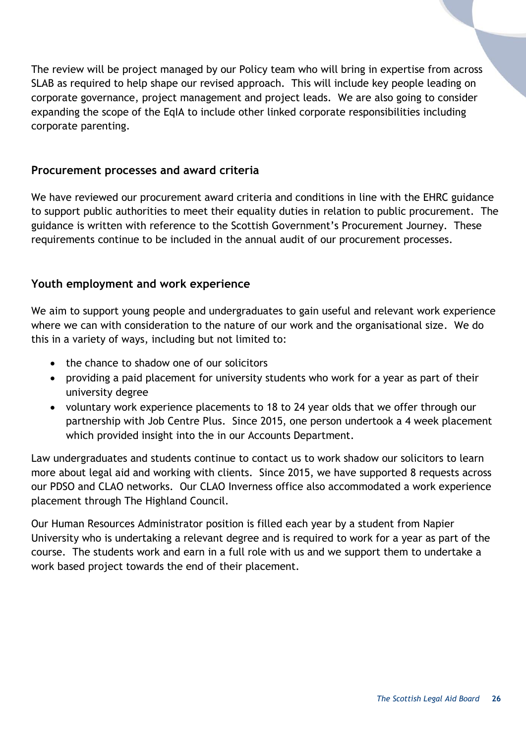The review will be project managed by our Policy team who will bring in expertise from across SLAB as required to help shape our revised approach. This will include key people leading on corporate governance, project management and project leads. We are also going to consider expanding the scope of the EqIA to include other linked corporate responsibilities including corporate parenting.

## Procurement processes and award criteria

We have reviewed our procurement award criteria and conditions in line with the EHRC guidance to support public authorities to meet their equality duties in relation to public procurement. The guidance is written with reference to the Scottish Government's Procurement Journey. These requirements continue to be included in the annual audit of our procurement processes.

## Youth employment and work experience

We aim to support young people and undergraduates to gain useful and relevant work experience where we can with consideration to the nature of our work and the organisational size. We do this in a variety of ways, including but not limited to:

- the chance to shadow one of our solicitors
- providing a paid placement for university students who work for a year as part of their university degree
- voluntary work experience placements to 18 to 24 year olds that we offer through our partnership with Job Centre Plus. Since 2015, one person undertook a 4 week placement which provided insight into the in our Accounts Department.

Law undergraduates and students continue to contact us to work shadow our solicitors to learn more about legal aid and working with clients. Since 2015, we have supported 8 requests across our PDSO and CLAO networks. Our CLAO Inverness office also accommodated a work experience placement through The Highland Council.

Our Human Resources Administrator position is filled each year by a student from Napier University who is undertaking a relevant degree and is required to work for a year as part of the course. The students work and earn in a full role with us and we support them to undertake a work based project towards the end of their placement.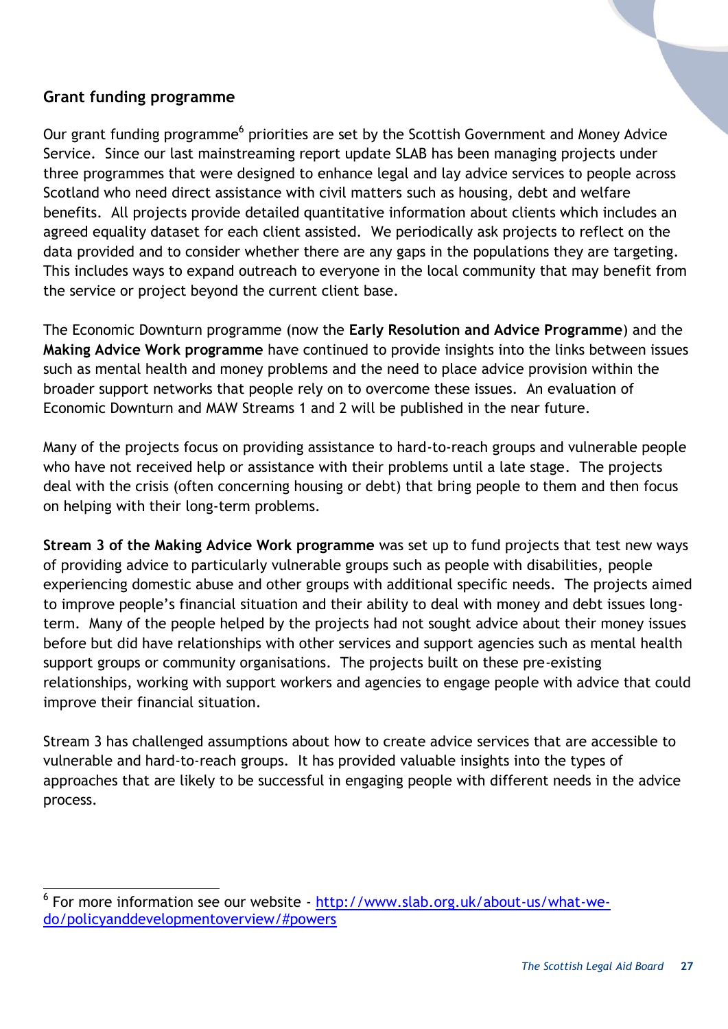## Grant funding programme

Our grant funding programme[6] priorities are set by the Scottish Government and Money Advice Service. Since our last mainstreaming report update SLAB has been managing projects under three programmes that were designed to enhance legal and lay advice services to people across Scotland who need direct assistance with civil matters such as housing, debt and welfare benefits. All projects provide detailed quantitative information about clients which includes an agreed equality dataset for each client assisted. We periodically ask projects to reflect on the data provided and to consider whether there are any gaps in the populations they are targeting. This includes ways to expand outreach to everyone in the local community that may benefit from the service or project beyond the current client base.

The Economic Downturn programme (now the **Early Resolution and Advice Programme**) and the **Making Advice Work programme** have continued to provide insights into the links between issues such as mental health and money problems and the need to place advice provision within the broader support networks that people rely on to overcome these issues. An evaluation of Economic Downturn and MAW Streams 1 and 2 will be published in the near future.

Many of the projects focus on providing assistance to hard-to-reach groups and vulnerable people who have not received help or assistance with their problems until a late stage. The projects deal with the crisis (often concerning housing or debt) that bring people to them and then focus on helping with their long-term problems.

**Stream 3 of the Making Advice Work programme** was set up to fund projects that test new ways of providing advice to particularly vulnerable groups such as people with disabilities, people experiencing domestic abuse and other groups with additional specific needs. The projects aimed to improve people's financial situation and their ability to deal with money and debt issues long-term. Many of the people helped by the projects had not sought advice about their money issues before but did have relationships with other services and support agencies such as mental health support groups or community organisations. The projects built on these pre-existing relationships, working with support workers and agencies to engage people with advice that could improve their financial situation.

Stream 3 has challenged assumptions about how to create advice services that are accessible to vulnerable and hard-to-reach groups. It has provided valuable insights into the types of approaches that are likely to be successful in engaging people with different needs in the advice process.

---

[6] For more information see our website - [http://www.slab.org.uk/about-us/what-we-do/policyanddevelopmentoverview/#powers](http://www.slab.org.uk/about-us/what-we-do/policyanddevelopmentoverview/#powers)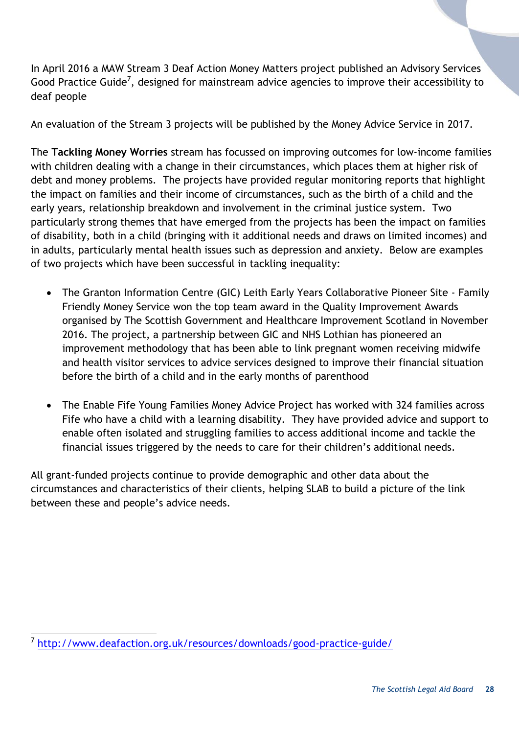In April 2016 a MAW Stream 3 Deaf Action Money Matters project published an Advisory Services Good Practice Guide[7], designed for mainstream advice agencies to improve their accessibility to deaf people

An evaluation of the Stream 3 projects will be published by the Money Advice Service in 2017.

The **Tackling Money Worries** stream has focussed on improving outcomes for low-income families with children dealing with a change in their circumstances, which places them at higher risk of debt and money problems. The projects have provided regular monitoring reports that highlight the impact on families and their income of circumstances, such as the birth of a child and the early years, relationship breakdown and involvement in the criminal justice system. Two particularly strong themes that have emerged from the projects has been the impact on families of disability, both in a child (bringing with it additional needs and draws on limited incomes) and in adults, particularly mental health issues such as depression and anxiety. Below are examples of two projects which have been successful in tackling inequality:

- The Granton Information Centre (GIC) Leith Early Years Collaborative Pioneer Site - Family Friendly Money Service won the top team award in the Quality Improvement Awards organised by The Scottish Government and Healthcare Improvement Scotland in November 2016. The project, a partnership between GIC and NHS Lothian has pioneered an improvement methodology that has been able to link pregnant women receiving midwife and health visitor services to advice services designed to improve their financial situation before the birth of a child and in the early months of parenthood

- The Enable Fife Young Families Money Advice Project has worked with 324 families across Fife who have a child with a learning disability. They have provided advice and support to enable often isolated and struggling families to access additional income and tackle the financial issues triggered by the needs to care for their children's additional needs.

All grant-funded projects continue to provide demographic and other data about the circumstances and characteristics of their clients, helping SLAB to build a picture of the link between these and people's advice needs.

---

[7] http://www.deafaction.org.uk/resources/downloads/good-practice-guide/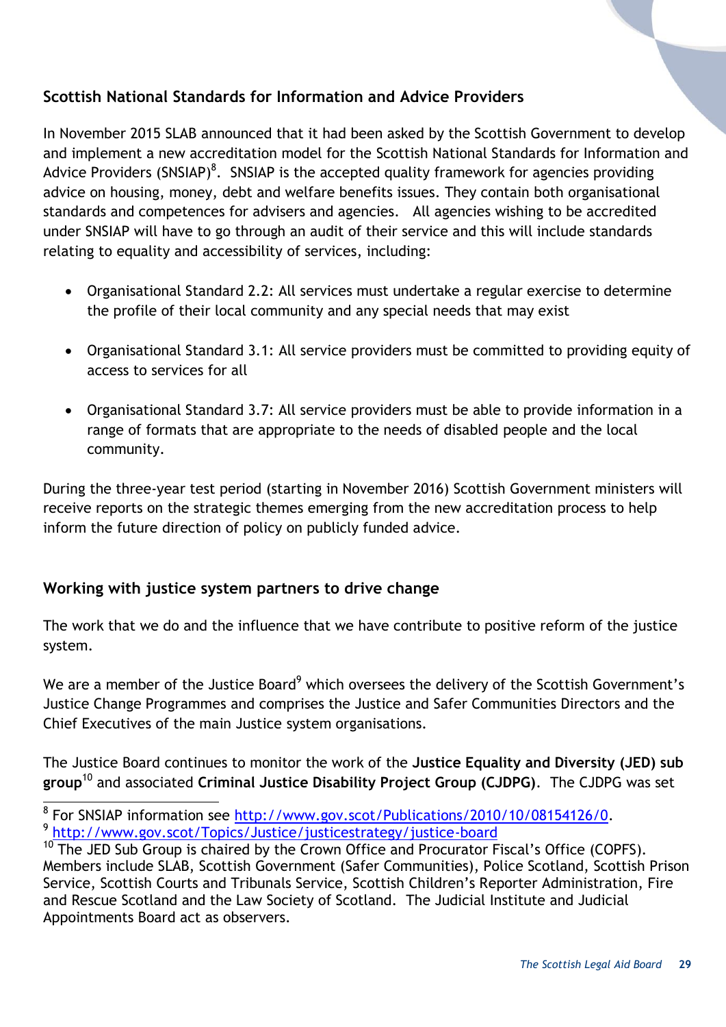## Scottish National Standards for Information and Advice Providers

In November 2015 SLAB announced that it had been asked by the Scottish Government to develop and implement a new accreditation model for the Scottish National Standards for Information and Advice Providers (SNSIAP)[8]. SNSIAP is the accepted quality framework for agencies providing advice on housing, money, debt and welfare benefits issues. They contain both organisational standards and competences for advisers and agencies. All agencies wishing to be accredited under SNSIAP will have to go through an audit of their service and this will include standards relating to equality and accessibility of services, including:

- Organisational Standard 2.2: All services must undertake a regular exercise to determine the profile of their local community and any special needs that may exist
- Organisational Standard 3.1: All service providers must be committed to providing equity of access to services for all
- Organisational Standard 3.7: All service providers must be able to provide information in a range of formats that are appropriate to the needs of disabled people and the local community.

During the three-year test period (starting in November 2016) Scottish Government ministers will receive reports on the strategic themes emerging from the new accreditation process to help inform the future direction of policy on publicly funded advice.

## Working with justice system partners to drive change

The work that we do and the influence that we have contribute to positive reform of the justice system.

We are a member of the Justice Board[9] which oversees the delivery of the Scottish Government's Justice Change Programmes and comprises the Justice and Safer Communities Directors and the Chief Executives of the main Justice system organisations.

The Justice Board continues to monitor the work of the **Justice Equality and Diversity (JED) sub group**[10] and associated **Criminal Justice Disability Project Group (CJDPG)**. The CJDPG was set

---

[8] For SNSIAP information see http://www.gov.scot/Publications/2010/10/08154126/0.

[9] http://www.gov.scot/Topics/Justice/justicestrategy/justice-board

[10] The JED Sub Group is chaired by the Crown Office and Procurator Fiscal's Office (COPFS). Members include SLAB, Scottish Government (Safer Communities), Police Scotland, Scottish Prison Service, Scottish Courts and Tribunals Service, Scottish Children's Reporter Administration, Fire and Rescue Scotland and the Law Society of Scotland. The Judicial Institute and Judicial Appointments Board act as observers.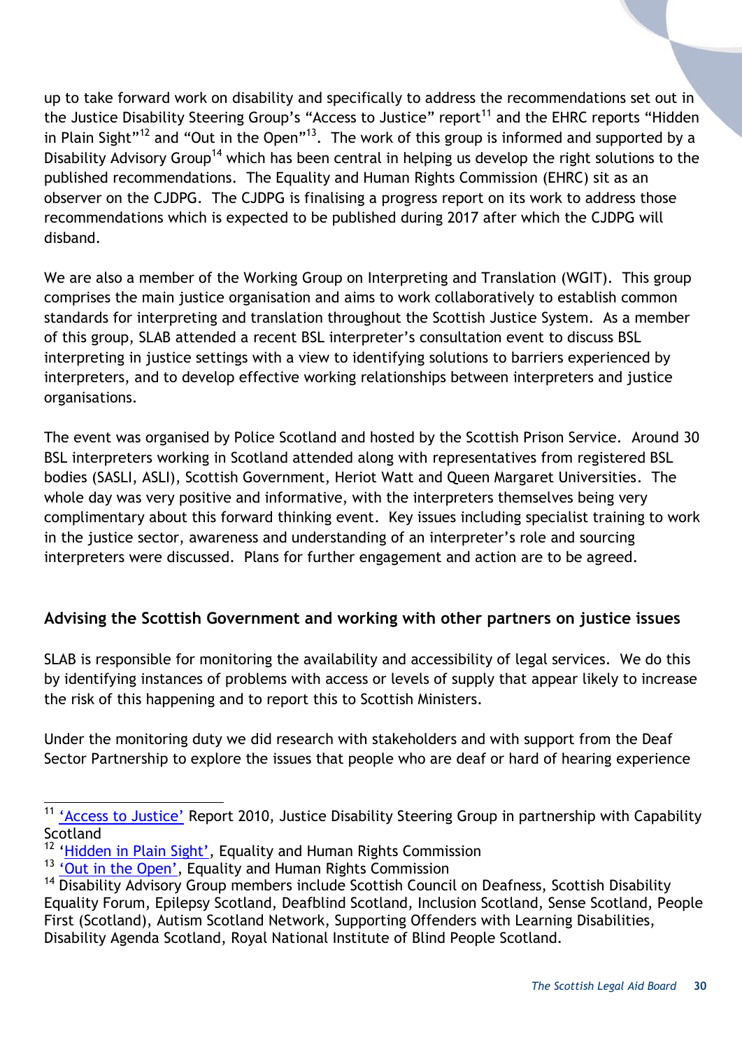up to take forward work on disability and specifically to address the recommendations set out in the Justice Disability Steering Group's "Access to Justice" report[11] and the EHRC reports "Hidden in Plain Sight"[12] and "Out in the Open"[13]. The work of this group is informed and supported by a Disability Advisory Group[14] which has been central in helping us develop the right solutions to the published recommendations. The Equality and Human Rights Commission (EHRC) sit as an observer on the CJDPG. The CJDPG is finalising a progress report on its work to address those recommendations which is expected to be published during 2017 after which the CJDPG will disband.

We are also a member of the Working Group on Interpreting and Translation (WGIT). This group comprises the main justice organisation and aims to work collaboratively to establish common standards for interpreting and translation throughout the Scottish Justice System. As a member of this group, SLAB attended a recent BSL interpreter's consultation event to discuss BSL interpreting in justice settings with a view to identifying solutions to barriers experienced by interpreters, and to develop effective working relationships between interpreters and justice organisations.

The event was organised by Police Scotland and hosted by the Scottish Prison Service. Around 30 BSL interpreters working in Scotland attended along with representatives from registered BSL bodies (SASLI, ASLI), Scottish Government, Heriot Watt and Queen Margaret Universities. The whole day was very positive and informative, with the interpreters themselves being very complimentary about this forward thinking event. Key issues including specialist training to work in the justice sector, awareness and understanding of an interpreter's role and sourcing interpreters were discussed. Plans for further engagement and action are to be agreed.

## Advising the Scottish Government and working with other partners on justice issues

SLAB is responsible for monitoring the availability and accessibility of legal services. We do this by identifying instances of problems with access or levels of supply that appear likely to increase the risk of this happening and to report this to Scottish Ministers.

Under the monitoring duty we did research with stakeholders and with support from the Deaf Sector Partnership to explore the issues that people who are deaf or hard of hearing experience

---

[11] 'Access to Justice' Report 2010, Justice Disability Steering Group in partnership with Capability Scotland

[12] 'Hidden in Plain Sight', Equality and Human Rights Commission

[13] 'Out in the Open', Equality and Human Rights Commission

[14] Disability Advisory Group members include Scottish Council on Deafness, Scottish Disability Equality Forum, Epilepsy Scotland, Deafblind Scotland, Inclusion Scotland, Sense Scotland, People First (Scotland), Autism Scotland Network, Supporting Offenders with Learning Disabilities, Disability Agenda Scotland, Royal National Institute of Blind People Scotland.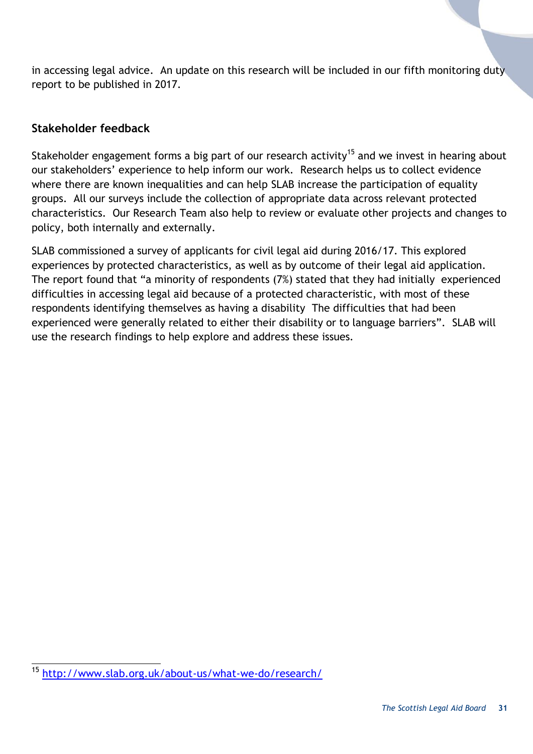in accessing legal advice. An update on this research will be included in our fifth monitoring duty report to be published in 2017.

## Stakeholder feedback

Stakeholder engagement forms a big part of our research activity[15] and we invest in hearing about our stakeholders' experience to help inform our work. Research helps us to collect evidence where there are known inequalities and can help SLAB increase the participation of equality groups. All our surveys include the collection of appropriate data across relevant protected characteristics. Our Research Team also help to review or evaluate other projects and changes to policy, both internally and externally.

SLAB commissioned a survey of applicants for civil legal aid during 2016/17. This explored experiences by protected characteristics, as well as by outcome of their legal aid application. The report found that "a minority of respondents (7%) stated that they had initially experienced difficulties in accessing legal aid because of a protected characteristic, with most of these respondents identifying themselves as having a disability The difficulties that had been experienced were generally related to either their disability or to language barriers". SLAB will use the research findings to help explore and address these issues.

---

[15] http://www.slab.org.uk/about-us/what-we-do/research/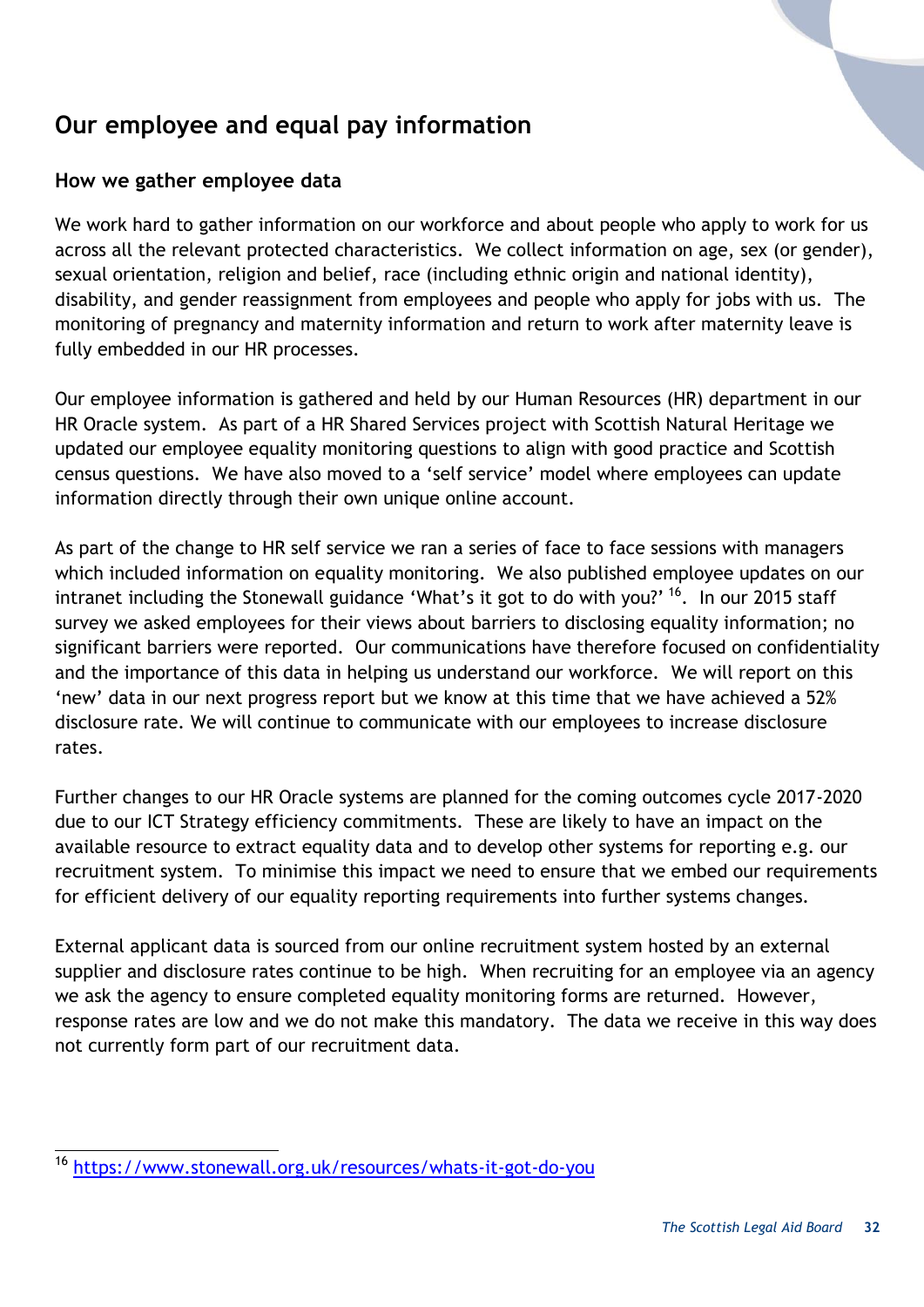## Our employee and equal pay information

### How we gather employee data

We work hard to gather information on our workforce and about people who apply to work for us across all the relevant protected characteristics. We collect information on age, sex (or gender), sexual orientation, religion and belief, race (including ethnic origin and national identity), disability, and gender reassignment from employees and people who apply for jobs with us. The monitoring of pregnancy and maternity information and return to work after maternity leave is fully embedded in our HR processes.

Our employee information is gathered and held by our Human Resources (HR) department in our HR Oracle system. As part of a HR Shared Services project with Scottish Natural Heritage we updated our employee equality monitoring questions to align with good practice and Scottish census questions. We have also moved to a 'self service' model where employees can update information directly through their own unique online account.

As part of the change to HR self service we ran a series of face to face sessions with managers which included information on equality monitoring. We also published employee updates on our intranet including the Stonewall guidance 'What's it got to do with you?' [16]. In our 2015 staff survey we asked employees for their views about barriers to disclosing equality information; no significant barriers were reported. Our communications have therefore focused on confidentiality and the importance of this data in helping us understand our workforce. We will report on this 'new' data in our next progress report but we know at this time that we have achieved a 52% disclosure rate. We will continue to communicate with our employees to increase disclosure rates.

Further changes to our HR Oracle systems are planned for the coming outcomes cycle 2017-2020 due to our ICT Strategy efficiency commitments. These are likely to have an impact on the available resource to extract equality data and to develop other systems for reporting e.g. our recruitment system. To minimise this impact we need to ensure that we embed our requirements for efficient delivery of our equality reporting requirements into further systems changes.

External applicant data is sourced from our online recruitment system hosted by an external supplier and disclosure rates continue to be high. When recruiting for an employee via an agency we ask the agency to ensure completed equality monitoring forms are returned. However, response rates are low and we do not make this mandatory. The data we receive in this way does not currently form part of our recruitment data.

---

[16] https://www.stonewall.org.uk/resources/whats-it-got-do-you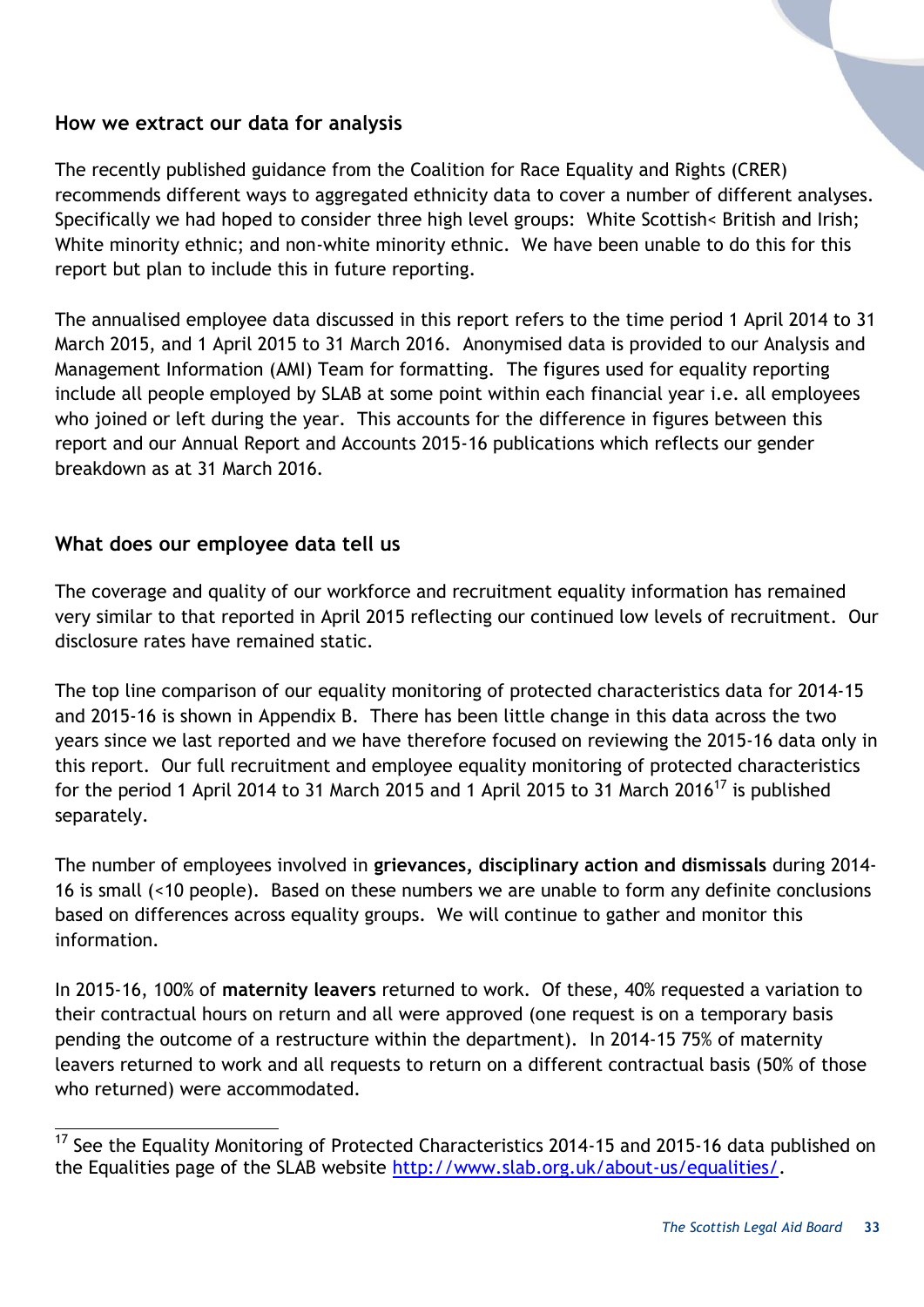## How we extract our data for analysis

The recently published guidance from the Coalition for Race Equality and Rights (CRER) recommends different ways to aggregated ethnicity data to cover a number of different analyses. Specifically we had hoped to consider three high level groups: White Scottish< British and Irish; White minority ethnic; and non-white minority ethnic. We have been unable to do this for this report but plan to include this in future reporting.

The annualised employee data discussed in this report refers to the time period 1 April 2014 to 31 March 2015, and 1 April 2015 to 31 March 2016. Anonymised data is provided to our Analysis and Management Information (AMI) Team for formatting. The figures used for equality reporting include all people employed by SLAB at some point within each financial year i.e. all employees who joined or left during the year. This accounts for the difference in figures between this report and our Annual Report and Accounts 2015-16 publications which reflects our gender breakdown as at 31 March 2016.

## What does our employee data tell us

The coverage and quality of our workforce and recruitment equality information has remained very similar to that reported in April 2015 reflecting our continued low levels of recruitment. Our disclosure rates have remained static.

The top line comparison of our equality monitoring of protected characteristics data for 2014-15 and 2015-16 is shown in Appendix B. There has been little change in this data across the two years since we last reported and we have therefore focused on reviewing the 2015-16 data only in this report. Our full recruitment and employee equality monitoring of protected characteristics for the period 1 April 2014 to 31 March 2015 and 1 April 2015 to 31 March 2016[17] is published separately.

The number of employees involved in **grievances, disciplinary action and dismissals** during 2014-16 is small (<10 people). Based on these numbers we are unable to form any definite conclusions based on differences across equality groups. We will continue to gather and monitor this information.

In 2015-16, 100% of **maternity leavers** returned to work. Of these, 40% requested a variation to their contractual hours on return and all were approved (one request is on a temporary basis pending the outcome of a restructure within the department). In 2014-15 75% of maternity leavers returned to work and all requests to return on a different contractual basis (50% of those who returned) were accommodated.

---

[17] See the Equality Monitoring of Protected Characteristics 2014-15 and 2015-16 data published on the Equalities page of the SLAB website http://www.slab.org.uk/about-us/equalities/.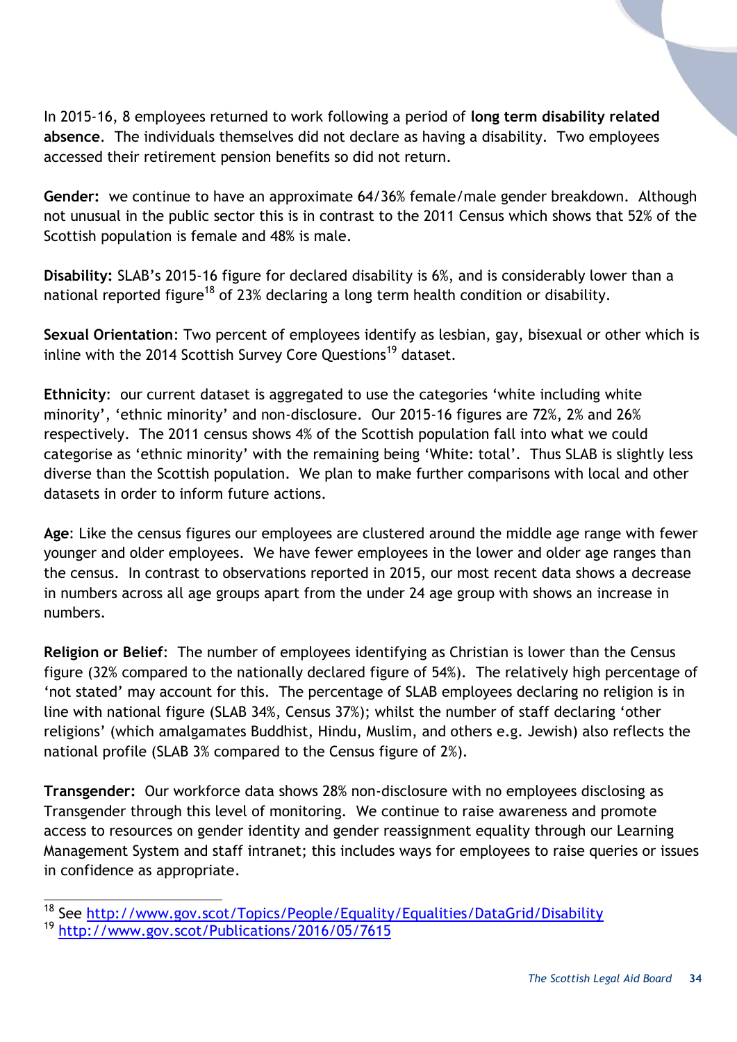In 2015-16, 8 employees returned to work following a period of **long term disability related absence**. The individuals themselves did not declare as having a disability. Two employees accessed their retirement pension benefits so did not return.

**Gender:** we continue to have an approximate 64/36% female/male gender breakdown. Although not unusual in the public sector this is in contrast to the 2011 Census which shows that 52% of the Scottish population is female and 48% is male.

**Disability:** SLAB's 2015-16 figure for declared disability is 6%, and is considerably lower than a national reported figure[18] of 23% declaring a long term health condition or disability.

**Sexual Orientation**: Two percent of employees identify as lesbian, gay, bisexual or other which is inline with the 2014 Scottish Survey Core Questions[19] dataset.

**Ethnicity**: our current dataset is aggregated to use the categories 'white including white minority', 'ethnic minority' and non-disclosure. Our 2015-16 figures are 72%, 2% and 26% respectively. The 2011 census shows 4% of the Scottish population fall into what we could categorise as 'ethnic minority' with the remaining being 'White: total'. Thus SLAB is slightly less diverse than the Scottish population. We plan to make further comparisons with local and other datasets in order to inform future actions.

**Age**: Like the census figures our employees are clustered around the middle age range with fewer younger and older employees. We have fewer employees in the lower and older age ranges than the census. In contrast to observations reported in 2015, our most recent data shows a decrease in numbers across all age groups apart from the under 24 age group with shows an increase in numbers.

**Religion or Belief**: The number of employees identifying as Christian is lower than the Census figure (32% compared to the nationally declared figure of 54%). The relatively high percentage of 'not stated' may account for this. The percentage of SLAB employees declaring no religion is in line with national figure (SLAB 34%, Census 37%); whilst the number of staff declaring 'other religions' (which amalgamates Buddhist, Hindu, Muslim, and others e.g. Jewish) also reflects the national profile (SLAB 3% compared to the Census figure of 2%).

**Transgender:** Our workforce data shows 28% non-disclosure with no employees disclosing as Transgender through this level of monitoring. We continue to raise awareness and promote access to resources on gender identity and gender reassignment equality through our Learning Management System and staff intranet; this includes ways for employees to raise queries or issues in confidence as appropriate.

---

[18] See http://www.gov.scot/Topics/People/Equality/Equalities/DataGrid/Disability

[19] http://www.gov.scot/Publications/2016/05/7615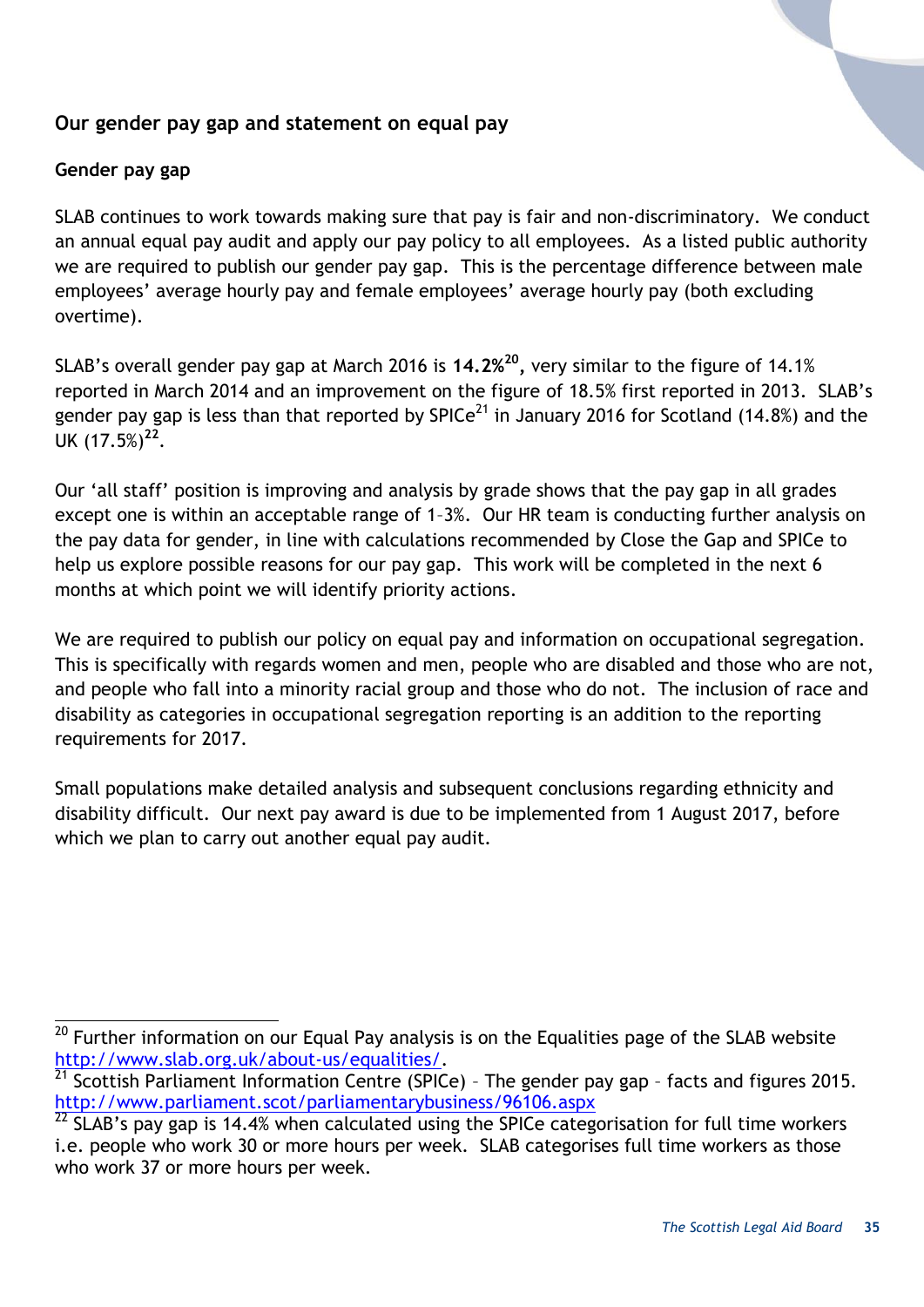## Our gender pay gap and statement on equal pay

### Gender pay gap

SLAB continues to work towards making sure that pay is fair and non-discriminatory. We conduct an annual equal pay audit and apply our pay policy to all employees. As a listed public authority we are required to publish our gender pay gap. This is the percentage difference between male employees' average hourly pay and female employees' average hourly pay (both excluding overtime).

SLAB's overall gender pay gap at March 2016 is **14.2%**[20], very similar to the figure of 14.1% reported in March 2014 and an improvement on the figure of 18.5% first reported in 2013. SLAB's gender pay gap is less than that reported by SPICe[21] in January 2016 for Scotland (14.8%) and the UK (17.5%)[22].

Our 'all staff' position is improving and analysis by grade shows that the pay gap in all grades except one is within an acceptable range of 1–3%. Our HR team is conducting further analysis on the pay data for gender, in line with calculations recommended by Close the Gap and SPICe to help us explore possible reasons for our pay gap. This work will be completed in the next 6 months at which point we will identify priority actions.

We are required to publish our policy on equal pay and information on occupational segregation. This is specifically with regards women and men, people who are disabled and those who are not, and people who fall into a minority racial group and those who do not. The inclusion of race and disability as categories in occupational segregation reporting is an addition to the reporting requirements for 2017.

Small populations make detailed analysis and subsequent conclusions regarding ethnicity and disability difficult. Our next pay award is due to be implemented from 1 August 2017, before which we plan to carry out another equal pay audit.

---

[20] Further information on our Equal Pay analysis is on the Equalities page of the SLAB website http://www.slab.org.uk/about-us/equalities/.

[21] Scottish Parliament Information Centre (SPICe) – The gender pay gap – facts and figures 2015. http://www.parliament.scot/parliamentarybusiness/96106.aspx

[22] SLAB's pay gap is 14.4% when calculated using the SPICe categorisation for full time workers i.e. people who work 30 or more hours per week. SLAB categorises full time workers as those who work 37 or more hours per week.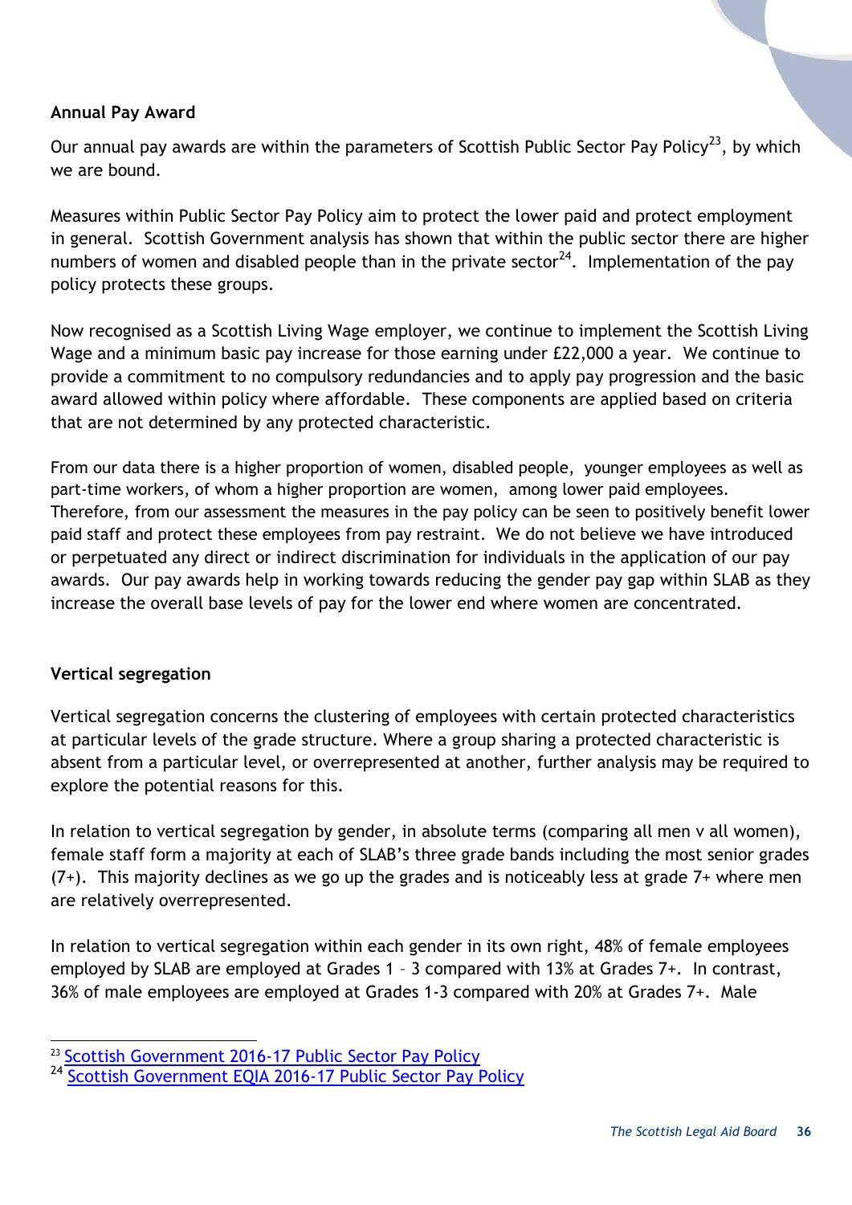**Annual Pay Award**

Our annual pay awards are within the parameters of Scottish Public Sector Pay Policy[23], by which we are bound.

Measures within Public Sector Pay Policy aim to protect the lower paid and protect employment in general. Scottish Government analysis has shown that within the public sector there are higher numbers of women and disabled people than in the private sector[24]. Implementation of the pay policy protects these groups.

Now recognised as a Scottish Living Wage employer, we continue to implement the Scottish Living Wage and a minimum basic pay increase for those earning under £22,000 a year. We continue to provide a commitment to no compulsory redundancies and to apply pay progression and the basic award allowed within policy where affordable. These components are applied based on criteria that are not determined by any protected characteristic.

From our data there is a higher proportion of women, disabled people, younger employees as well as part-time workers, of whom a higher proportion are women, among lower paid employees. Therefore, from our assessment the measures in the pay policy can be seen to positively benefit lower paid staff and protect these employees from pay restraint. We do not believe we have introduced or perpetuated any direct or indirect discrimination for individuals in the application of our pay awards. Our pay awards help in working towards reducing the gender pay gap within SLAB as they increase the overall base levels of pay for the lower end where women are concentrated.

**Vertical segregation**

Vertical segregation concerns the clustering of employees with certain protected characteristics at particular levels of the grade structure. Where a group sharing a protected characteristic is absent from a particular level, or overrepresented at another, further analysis may be required to explore the potential reasons for this.

In relation to vertical segregation by gender, in absolute terms (comparing all men v all women), female staff form a majority at each of SLAB's three grade bands including the most senior grades (7+). This majority declines as we go up the grades and is noticeably less at grade 7+ where men are relatively overrepresented.

In relation to vertical segregation within each gender in its own right, 48% of female employees employed by SLAB are employed at Grades 1 – 3 compared with 13% at Grades 7+. In contrast, 36% of male employees are employed at Grades 1-3 compared with 20% at Grades 7+. Male

[23] Scottish Government 2016-17 Public Sector Pay Policy

[24] Scottish Government EQIA 2016-17 Public Sector Pay Policy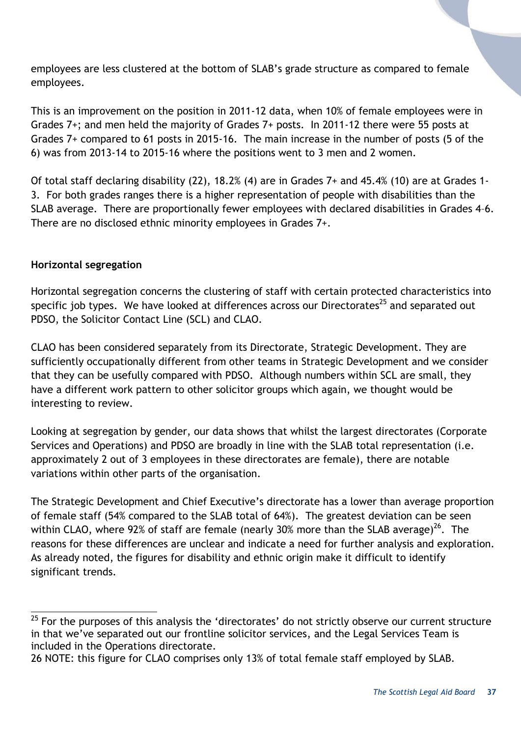employees are less clustered at the bottom of SLAB's grade structure as compared to female employees.

This is an improvement on the position in 2011-12 data, when 10% of female employees were in Grades 7+; and men held the majority of Grades 7+ posts. In 2011-12 there were 55 posts at Grades 7+ compared to 61 posts in 2015-16. The main increase in the number of posts (5 of the 6) was from 2013-14 to 2015-16 where the positions went to 3 men and 2 women.

Of total staff declaring disability (22), 18.2% (4) are in Grades 7+ and 45.4% (10) are at Grades 1-3. For both grades ranges there is a higher representation of people with disabilities than the SLAB average. There are proportionally fewer employees with declared disabilities in Grades 4–6. There are no disclosed ethnic minority employees in Grades 7+.

**Horizontal segregation**

Horizontal segregation concerns the clustering of staff with certain protected characteristics into specific job types. We have looked at differences across our Directorates[25] and separated out PDSO, the Solicitor Contact Line (SCL) and CLAO.

CLAO has been considered separately from its Directorate, Strategic Development. They are sufficiently occupationally different from other teams in Strategic Development and we consider that they can be usefully compared with PDSO. Although numbers within SCL are small, they have a different work pattern to other solicitor groups which again, we thought would be interesting to review.

Looking at segregation by gender, our data shows that whilst the largest directorates (Corporate Services and Operations) and PDSO are broadly in line with the SLAB total representation (i.e. approximately 2 out of 3 employees in these directorates are female), there are notable variations within other parts of the organisation.

The Strategic Development and Chief Executive's directorate has a lower than average proportion of female staff (54% compared to the SLAB total of 64%). The greatest deviation can be seen within CLAO, where 92% of staff are female (nearly 30% more than the SLAB average)[26]. The reasons for these differences are unclear and indicate a need for further analysis and exploration. As already noted, the figures for disability and ethnic origin make it difficult to identify significant trends.

---

[25] For the purposes of this analysis the 'directorates' do not strictly observe our current structure in that we've separated out our frontline solicitor services, and the Legal Services Team is included in the Operations directorate.

26 NOTE: this figure for CLAO comprises only 13% of total female staff employed by SLAB.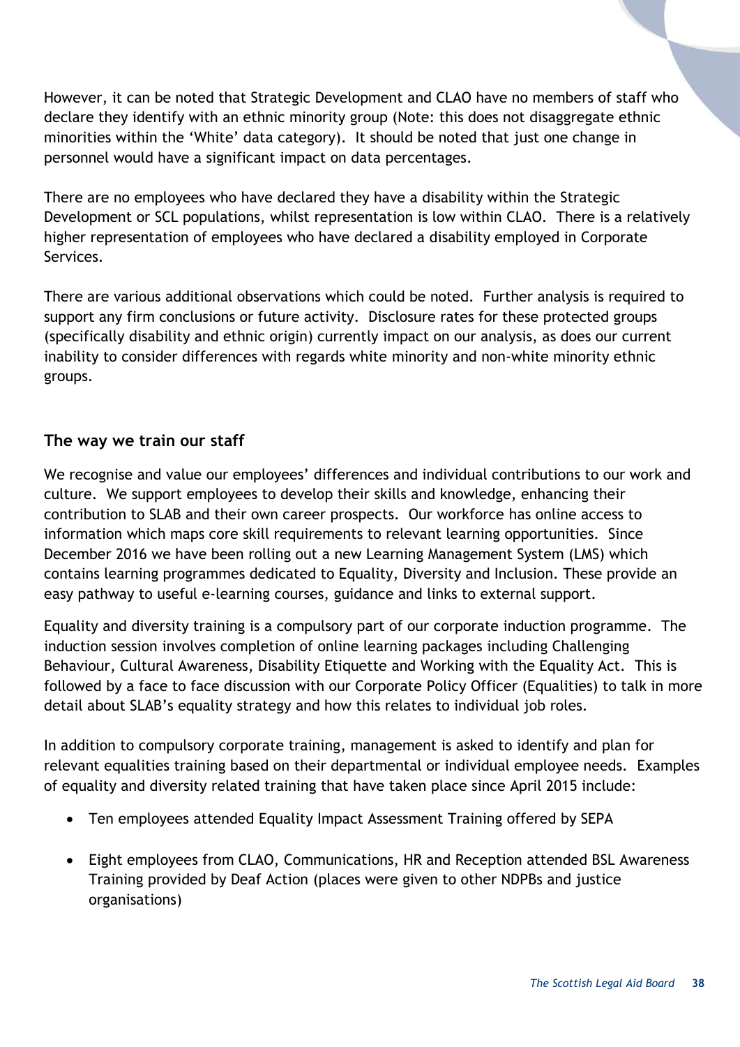However, it can be noted that Strategic Development and CLAO have no members of staff who declare they identify with an ethnic minority group (Note: this does not disaggregate ethnic minorities within the 'White' data category). It should be noted that just one change in personnel would have a significant impact on data percentages.

There are no employees who have declared they have a disability within the Strategic Development or SCL populations, whilst representation is low within CLAO. There is a relatively higher representation of employees who have declared a disability employed in Corporate Services.

There are various additional observations which could be noted. Further analysis is required to support any firm conclusions or future activity. Disclosure rates for these protected groups (specifically disability and ethnic origin) currently impact on our analysis, as does our current inability to consider differences with regards white minority and non-white minority ethnic groups.

## The way we train our staff

We recognise and value our employees' differences and individual contributions to our work and culture. We support employees to develop their skills and knowledge, enhancing their contribution to SLAB and their own career prospects. Our workforce has online access to information which maps core skill requirements to relevant learning opportunities. Since December 2016 we have been rolling out a new Learning Management System (LMS) which contains learning programmes dedicated to Equality, Diversity and Inclusion. These provide an easy pathway to useful e-learning courses, guidance and links to external support.

Equality and diversity training is a compulsory part of our corporate induction programme. The induction session involves completion of online learning packages including Challenging Behaviour, Cultural Awareness, Disability Etiquette and Working with the Equality Act. This is followed by a face to face discussion with our Corporate Policy Officer (Equalities) to talk in more detail about SLAB's equality strategy and how this relates to individual job roles.

In addition to compulsory corporate training, management is asked to identify and plan for relevant equalities training based on their departmental or individual employee needs. Examples of equality and diversity related training that have taken place since April 2015 include:

- Ten employees attended Equality Impact Assessment Training offered by SEPA
- Eight employees from CLAO, Communications, HR and Reception attended BSL Awareness Training provided by Deaf Action (places were given to other NDPBs and justice organisations)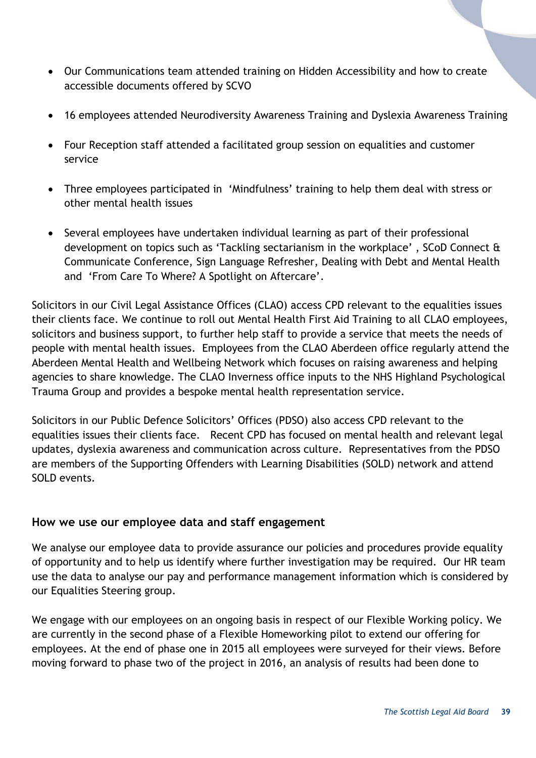- Our Communications team attended training on Hidden Accessibility and how to create accessible documents offered by SCVO
- 16 employees attended Neurodiversity Awareness Training and Dyslexia Awareness Training
- Four Reception staff attended a facilitated group session on equalities and customer service
- Three employees participated in 'Mindfulness' training to help them deal with stress or other mental health issues
- Several employees have undertaken individual learning as part of their professional development on topics such as 'Tackling sectarianism in the workplace' , SCoD Connect & Communicate Conference, Sign Language Refresher, Dealing with Debt and Mental Health and 'From Care To Where? A Spotlight on Aftercare'.

Solicitors in our Civil Legal Assistance Offices (CLAO) access CPD relevant to the equalities issues their clients face. We continue to roll out Mental Health First Aid Training to all CLAO employees, solicitors and business support, to further help staff to provide a service that meets the needs of people with mental health issues. Employees from the CLAO Aberdeen office regularly attend the Aberdeen Mental Health and Wellbeing Network which focuses on raising awareness and helping agencies to share knowledge. The CLAO Inverness office inputs to the NHS Highland Psychological Trauma Group and provides a bespoke mental health representation service.

Solicitors in our Public Defence Solicitors' Offices (PDSO) also access CPD relevant to the equalities issues their clients face. Recent CPD has focused on mental health and relevant legal updates, dyslexia awareness and communication across culture. Representatives from the PDSO are members of the Supporting Offenders with Learning Disabilities (SOLD) network and attend SOLD events.

## How we use our employee data and staff engagement

We analyse our employee data to provide assurance our policies and procedures provide equality of opportunity and to help us identify where further investigation may be required. Our HR team use the data to analyse our pay and performance management information which is considered by our Equalities Steering group.

We engage with our employees on an ongoing basis in respect of our Flexible Working policy. We are currently in the second phase of a Flexible Homeworking pilot to extend our offering for employees. At the end of phase one in 2015 all employees were surveyed for their views. Before moving forward to phase two of the project in 2016, an analysis of results had been done to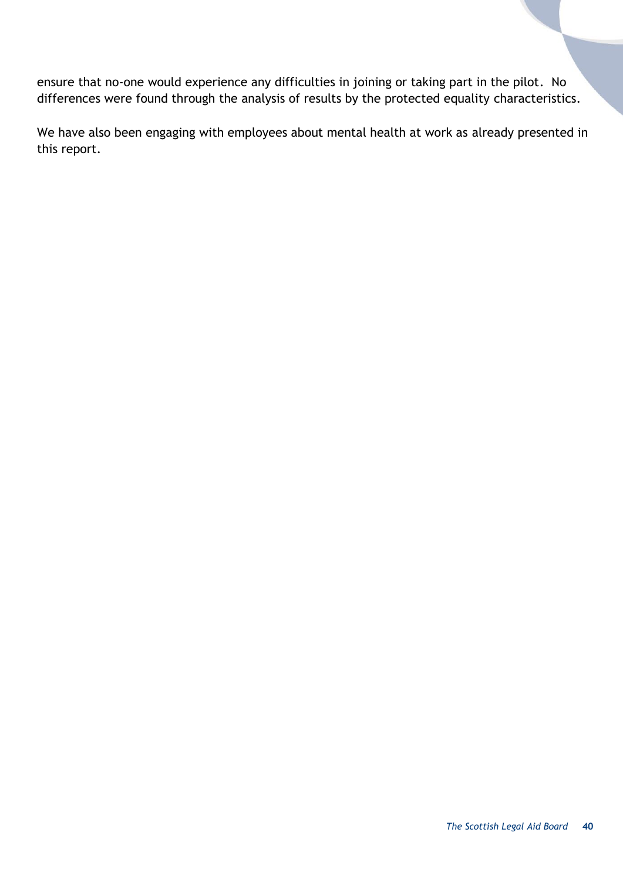ensure that no-one would experience any difficulties in joining or taking part in the pilot. No differences were found through the analysis of results by the protected equality characteristics.

We have also been engaging with employees about mental health at work as already presented in this report.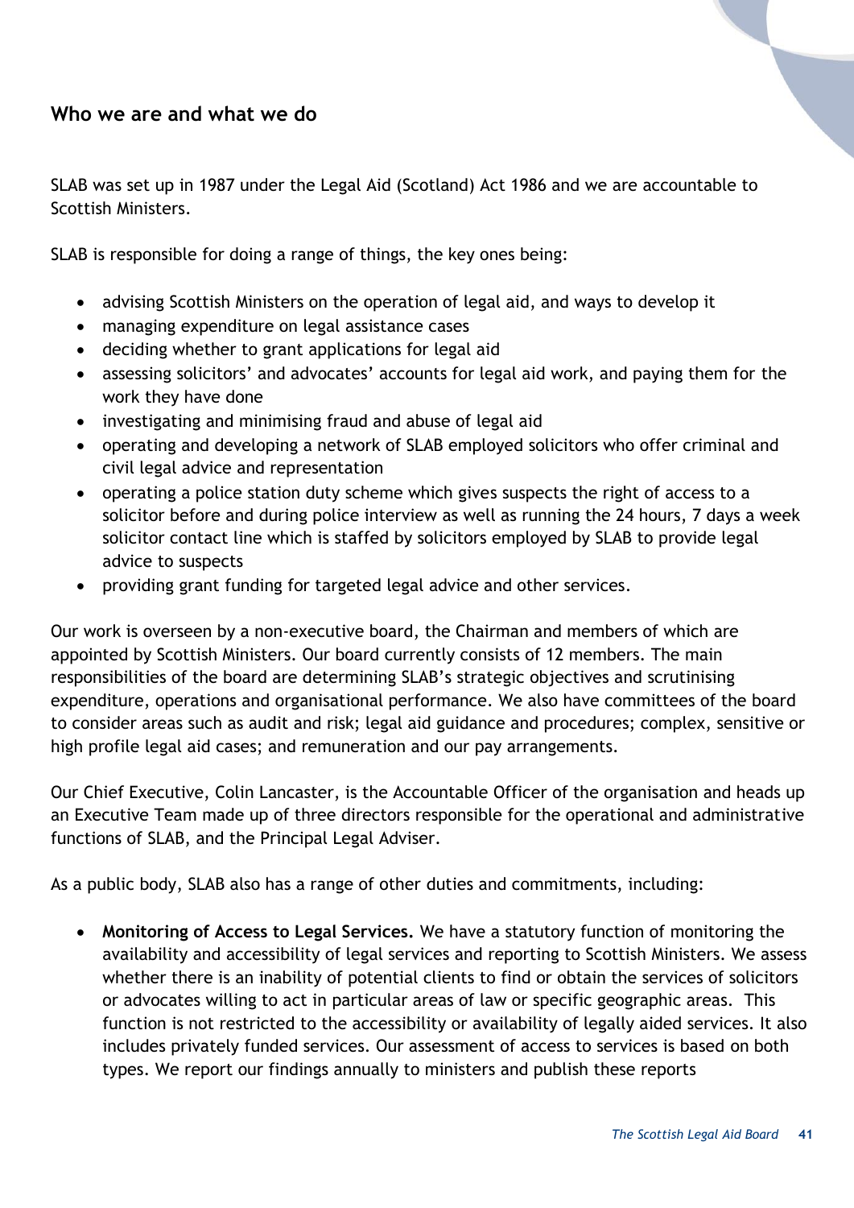## Who we are and what we do

SLAB was set up in 1987 under the Legal Aid (Scotland) Act 1986 and we are accountable to Scottish Ministers.

SLAB is responsible for doing a range of things, the key ones being:

- advising Scottish Ministers on the operation of legal aid, and ways to develop it
- managing expenditure on legal assistance cases
- deciding whether to grant applications for legal aid
- assessing solicitors' and advocates' accounts for legal aid work, and paying them for the work they have done
- investigating and minimising fraud and abuse of legal aid
- operating and developing a network of SLAB employed solicitors who offer criminal and civil legal advice and representation
- operating a police station duty scheme which gives suspects the right of access to a solicitor before and during police interview as well as running the 24 hours, 7 days a week solicitor contact line which is staffed by solicitors employed by SLAB to provide legal advice to suspects
- providing grant funding for targeted legal advice and other services.

Our work is overseen by a non-executive board, the Chairman and members of which are appointed by Scottish Ministers. Our board currently consists of 12 members. The main responsibilities of the board are determining SLAB's strategic objectives and scrutinising expenditure, operations and organisational performance. We also have committees of the board to consider areas such as audit and risk; legal aid guidance and procedures; complex, sensitive or high profile legal aid cases; and remuneration and our pay arrangements.

Our Chief Executive, Colin Lancaster, is the Accountable Officer of the organisation and heads up an Executive Team made up of three directors responsible for the operational and administrative functions of SLAB, and the Principal Legal Adviser.

As a public body, SLAB also has a range of other duties and commitments, including:

- **Monitoring of Access to Legal Services.** We have a statutory function of monitoring the availability and accessibility of legal services and reporting to Scottish Ministers. We assess whether there is an inability of potential clients to find or obtain the services of solicitors or advocates willing to act in particular areas of law or specific geographic areas. This function is not restricted to the accessibility or availability of legally aided services. It also includes privately funded services. Our assessment of access to services is based on both types. We report our findings annually to ministers and publish these reports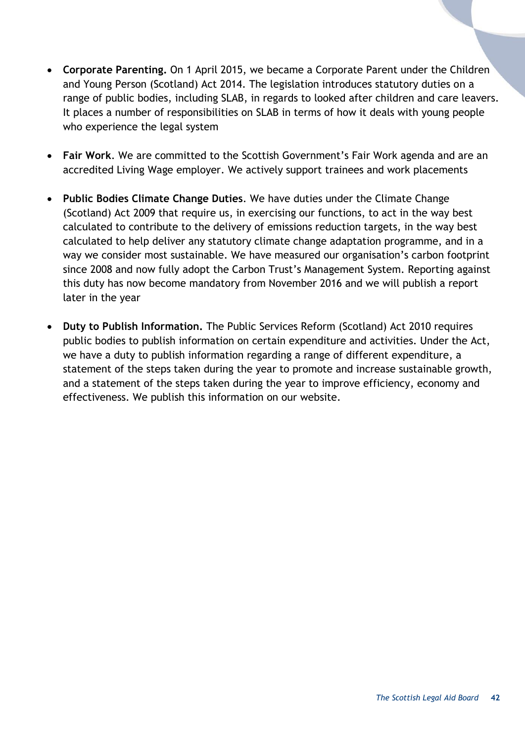- **Corporate Parenting.** On 1 April 2015, we became a Corporate Parent under the Children and Young Person (Scotland) Act 2014. The legislation introduces statutory duties on a range of public bodies, including SLAB, in regards to looked after children and care leavers. It places a number of responsibilities on SLAB in terms of how it deals with young people who experience the legal system

- **Fair Work**. We are committed to the Scottish Government's Fair Work agenda and are an accredited Living Wage employer. We actively support trainees and work placements

- **Public Bodies Climate Change Duties**. We have duties under the Climate Change (Scotland) Act 2009 that require us, in exercising our functions, to act in the way best calculated to contribute to the delivery of emissions reduction targets, in the way best calculated to help deliver any statutory climate change adaptation programme, and in a way we consider most sustainable. We have measured our organisation's carbon footprint since 2008 and now fully adopt the Carbon Trust's Management System. Reporting against this duty has now become mandatory from November 2016 and we will publish a report later in the year

- **Duty to Publish Information.** The Public Services Reform (Scotland) Act 2010 requires public bodies to publish information on certain expenditure and activities. Under the Act, we have a duty to publish information regarding a range of different expenditure, a statement of the steps taken during the year to promote and increase sustainable growth, and a statement of the steps taken during the year to improve efficiency, economy and effectiveness. We publish this information on our website.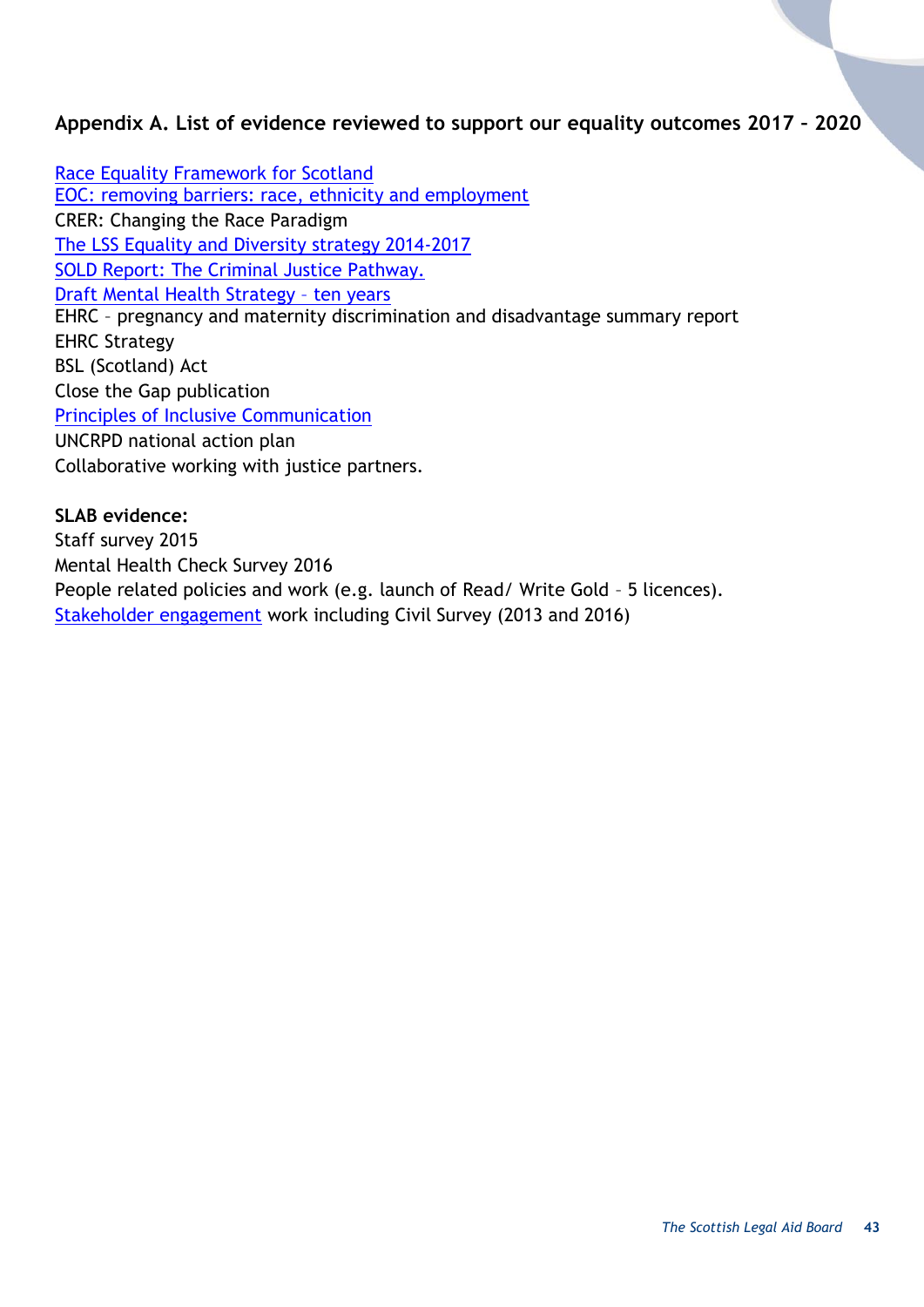## Appendix A. List of evidence reviewed to support our equality outcomes 2017 – 2020

Race Equality Framework for Scotland
EOC: removing barriers: race, ethnicity and employment
CRER: Changing the Race Paradigm
The LSS Equality and Diversity strategy 2014-2017
SOLD Report: The Criminal Justice Pathway.
Draft Mental Health Strategy – ten years
EHRC – pregnancy and maternity discrimination and disadvantage summary report
EHRC Strategy
BSL (Scotland) Act
Close the Gap publication
Principles of Inclusive Communication
UNCRPD national action plan
Collaborative working with justice partners.

**SLAB evidence:**
Staff survey 2015
Mental Health Check Survey 2016
People related policies and work (e.g. launch of Read/ Write Gold – 5 licences).
Stakeholder engagement work including Civil Survey (2013 and 2016)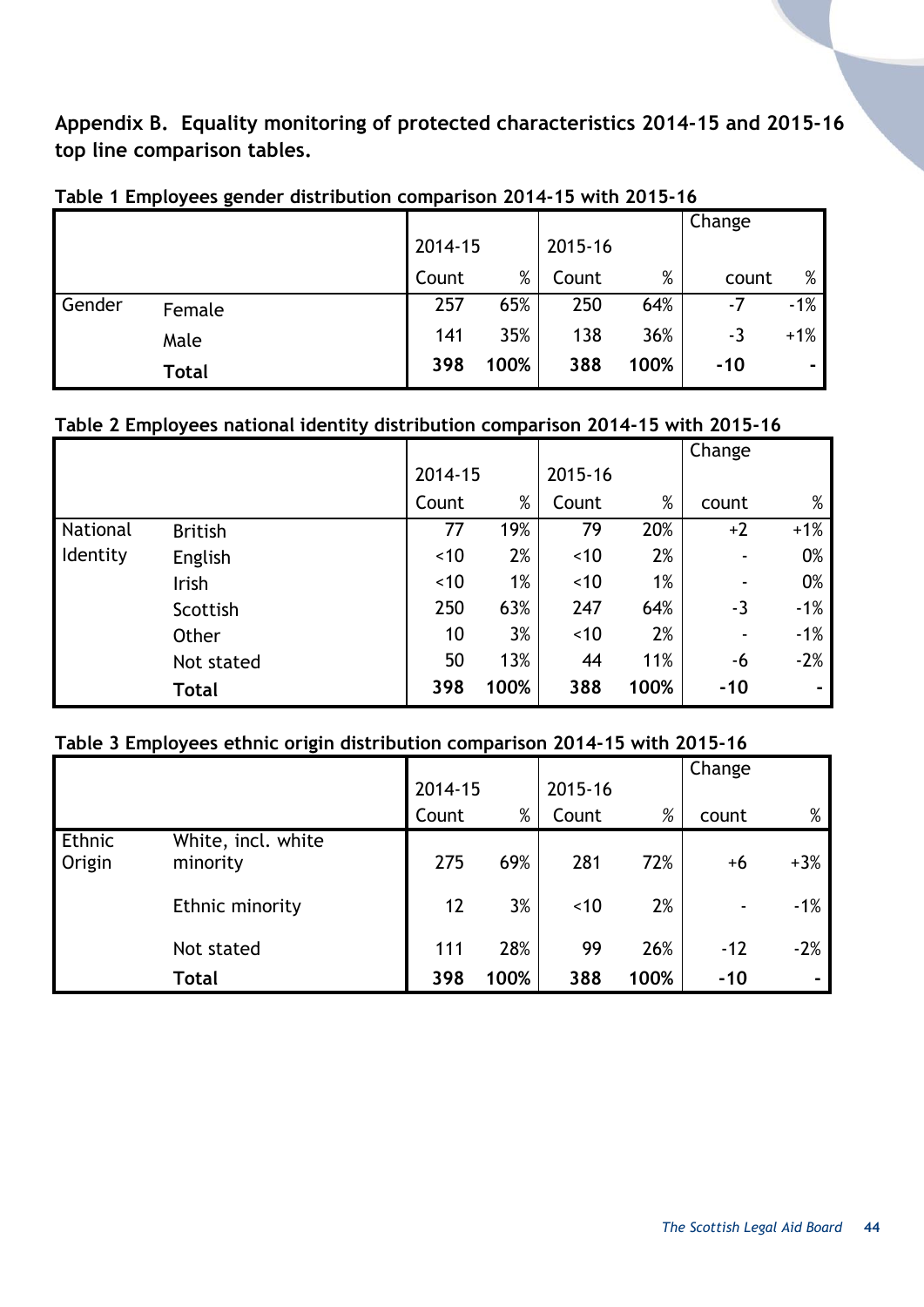**Appendix B. Equality monitoring of protected characteristics 2014-15 and 2015-16 top line comparison tables.**

**Table 1 Employees gender distribution comparison 2014-15 with 2015-16**

| | | 2014-15 | | 2015-16 | | Change | |
|---|---|---|---|---|---|---|---|
| | | Count | % | Count | % | count | % |
| Gender | Female | 257 | 65% | 250 | 64% | -7 | -1% |
| | Male | 141 | 35% | 138 | 36% | -3 | +1% |
| | **Total** | **398** | **100%** | **388** | **100%** | **-10** | **-** |

**Table 2 Employees national identity distribution comparison 2014-15 with 2015-16**

| | | 2014-15 | | 2015-16 | | Change | |
|---|---|---|---|---|---|---|---|
| | | Count | % | Count | % | count | % |
| National Identity | British | 77 | 19% | 79 | 20% | +2 | +1% |
| | English | <10 | 2% | <10 | 2% | - | 0% |
| | Irish | <10 | 1% | <10 | 1% | - | 0% |
| | Scottish | 250 | 63% | 247 | 64% | -3 | -1% |
| | Other | 10 | 3% | <10 | 2% | - | -1% |
| | Not stated | 50 | 13% | 44 | 11% | -6 | -2% |
| | **Total** | **398** | **100%** | **388** | **100%** | **-10** | **-** |

**Table 3 Employees ethnic origin distribution comparison 2014-15 with 2015-16**

| | | 2014-15 | | 2015-16 | | Change | |
|---|---|---|---|---|---|---|---|
| | | Count | % | Count | % | count | % |
| Ethnic Origin | White, incl. white minority | 275 | 69% | 281 | 72% | +6 | +3% |
| | Ethnic minority | 12 | 3% | <10 | 2% | - | -1% |
| | Not stated | 111 | 28% | 99 | 26% | -12 | -2% |
| | **Total** | **398** | **100%** | **388** | **100%** | **-10** | **-** |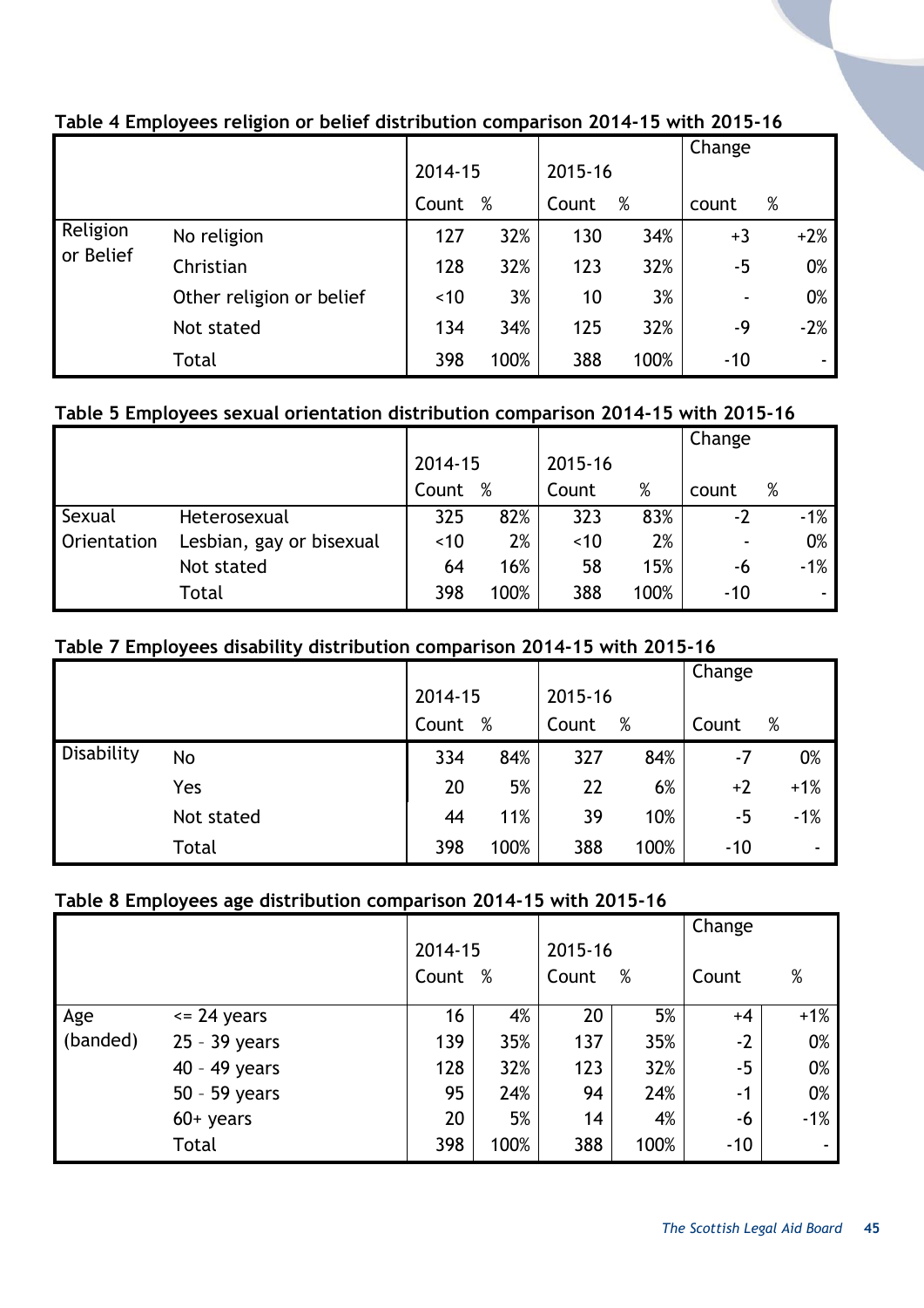**Table 4 Employees religion or belief distribution comparison 2014-15 with 2015-16**

| | | 2014-15 | | 2015-16 | | Change | |
|---|---|---|---|---|---|---|---|
| | | Count | % | Count | % | count | % |
| Religion or Belief | No religion | 127 | 32% | 130 | 34% | +3 | +2% |
| | Christian | 128 | 32% | 123 | 32% | -5 | 0% |
| | Other religion or belief | <10 | 3% | 10 | 3% | - | 0% |
| | Not stated | 134 | 34% | 125 | 32% | -9 | -2% |
| | Total | 398 | 100% | 388 | 100% | -10 | - |

**Table 5 Employees sexual orientation distribution comparison 2014-15 with 2015-16**

| | | 2014-15 | | 2015-16 | | Change | |
|---|---|---|---|---|---|---|---|
| | | Count | % | Count | % | count | % |
| Sexual Orientation | Heterosexual | 325 | 82% | 323 | 83% | -2 | -1% |
| | Lesbian, gay or bisexual | <10 | 2% | <10 | 2% | - | 0% |
| | Not stated | 64 | 16% | 58 | 15% | -6 | -1% |
| | Total | 398 | 100% | 388 | 100% | -10 | - |

**Table 7 Employees disability distribution comparison 2014-15 with 2015-16**

| | | 2014-15 | | 2015-16 | | Change | |
|---|---|---|---|---|---|---|---|
| | | Count | % | Count | % | Count | % |
| Disability | No | 334 | 84% | 327 | 84% | -7 | 0% |
| | Yes | 20 | 5% | 22 | 6% | +2 | +1% |
| | Not stated | 44 | 11% | 39 | 10% | -5 | -1% |
| | Total | 398 | 100% | 388 | 100% | -10 | - |

**Table 8 Employees age distribution comparison 2014-15 with 2015-16**

| | | 2014-15 | | 2015-16 | | Change | |
|---|---|---|---|---|---|---|---|
| | | Count | % | Count | % | Count | % |
| Age (banded) | <= 24 years | 16 | 4% | 20 | 5% | +4 | +1% |
| | 25 - 39 years | 139 | 35% | 137 | 35% | -2 | 0% |
| | 40 - 49 years | 128 | 32% | 123 | 32% | -5 | 0% |
| | 50 - 59 years | 95 | 24% | 94 | 24% | -1 | 0% |
| | 60+ years | 20 | 5% | 14 | 4% | -6 | -1% |
| | Total | 398 | 100% | 388 | 100% | -10 | - |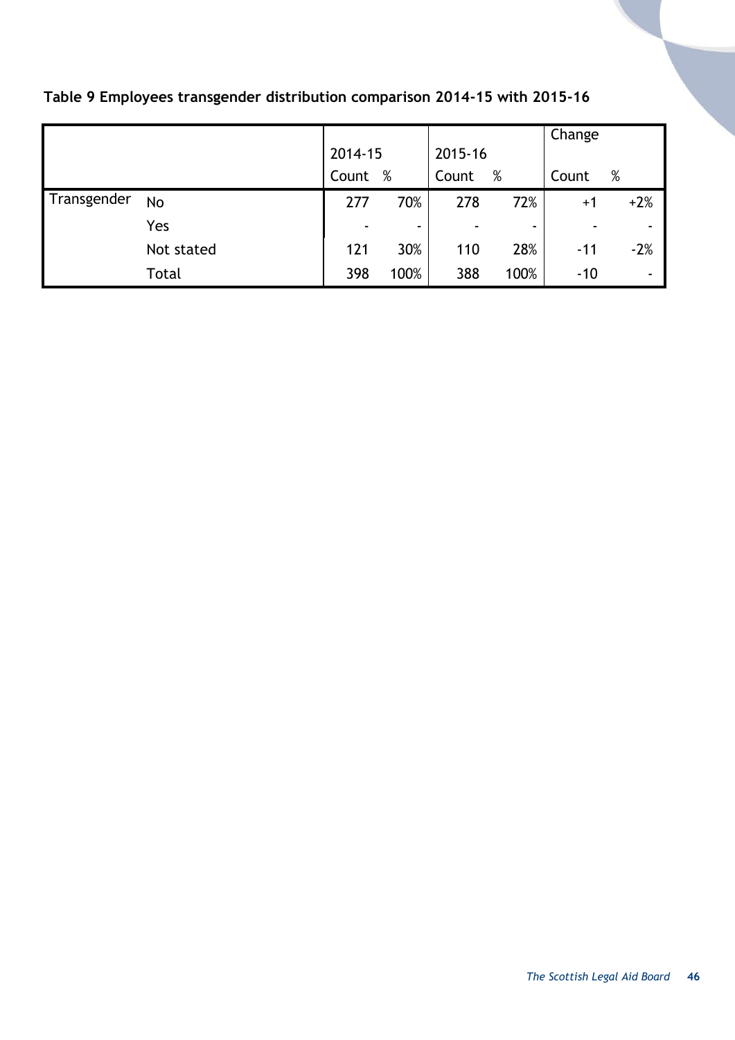**Table 9 Employees transgender distribution comparison 2014-15 with 2015-16**

| | | 2014-15 | | 2015-16 | | Change | |
|---|---|---|---|---|---|---|---|
| | | Count | % | Count | % | Count | % |
| Transgender | No | 277 | 70% | 278 | 72% | +1 | +2% |
| | Yes | - | - | - | - | - | - |
| | Not stated | 121 | 30% | 110 | 28% | -11 | -2% |
| | Total | 398 | 100% | 388 | 100% | -10 | - |